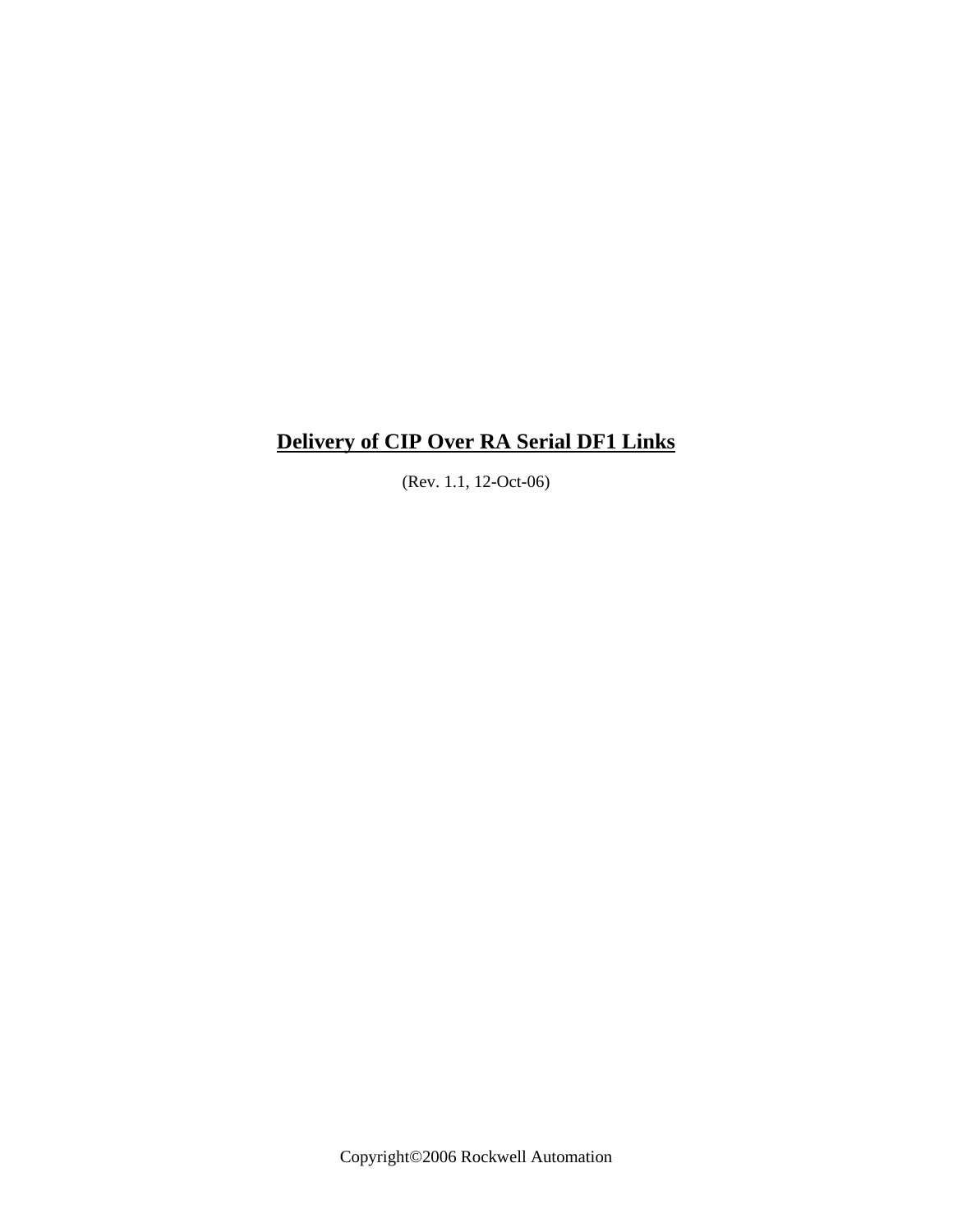# Delivery of CIP Over RA Serial DF1 Links

(Rev. 1.1, 12-Oct-06)

Copyright©2006 Rockwell Automation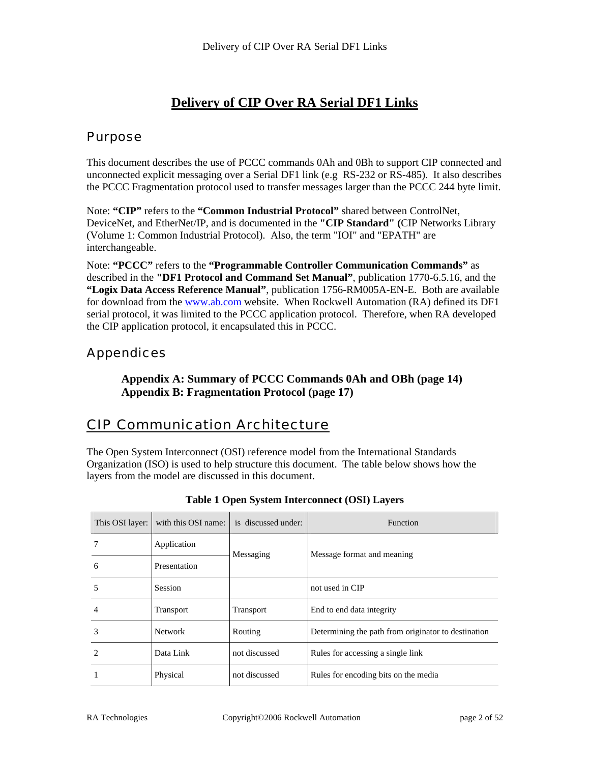# Delivery of CIP Over RA Serial DF1 Links

## Purpose

This document describes the use of PCCC commands 0Ah and 0Bh to support CIP connected and unconnected explicit messaging over a Serial DF1 link (e.g RS-232 or RS-485). It also describes the PCCC Fragmentation protocol used to transfer messages larger than the PCCC 244 byte limit.

Note: **"CIP"** refers to the **"Common Industrial Protocol"** shared between ControlNet, DeviceNet, and EtherNet/IP, and is documented in the **"CIP Standard" (**CIP Networks Library (Volume 1: Common Industrial Protocol). Also, the term "IOI" and "EPATH" are interchangeable.

Note: **"PCCC"** refers to the **"Programmable Controller Communication Commands"** as described in the **"DF1 Protocol and Command Set Manual"**, publication 1770-6.5.16, and the **"Logix Data Access Reference Manual"**, publication 1756-RM005A-EN-E. Both are available for download from the www.ab.com website. When Rockwell Automation (RA) defined its DF1 serial protocol, it was limited to the PCCC application protocol. Therefore, when RA developed the CIP application protocol, it encapsulated this in PCCC.

## Appendices

> **Appendix A: Summary of PCCC Commands 0Ah and OBh (page 14)**
> **Appendix B: Fragmentation Protocol (page 17)**

## CIP Communication Architecture

The Open System Interconnect (OSI) reference model from the International Standards Organization (ISO) is used to help structure this document. The table below shows how the layers from the model are discussed in this document.

**Table 1 Open System Interconnect (OSI) Layers**

| This OSI layer: | with this OSI name: | is discussed under: | Function |
|---|---|---|---|
| 7 | Application | Messaging | Message format and meaning |
| 6 | Presentation | | |
| 5 | Session | | not used in CIP |
| 4 | Transport | Transport | End to end data integrity |
| 3 | Network | Routing | Determining the path from originator to destination |
| 2 | Data Link | not discussed | Rules for accessing a single link |
| 1 | Physical | not discussed | Rules for encoding bits on the media |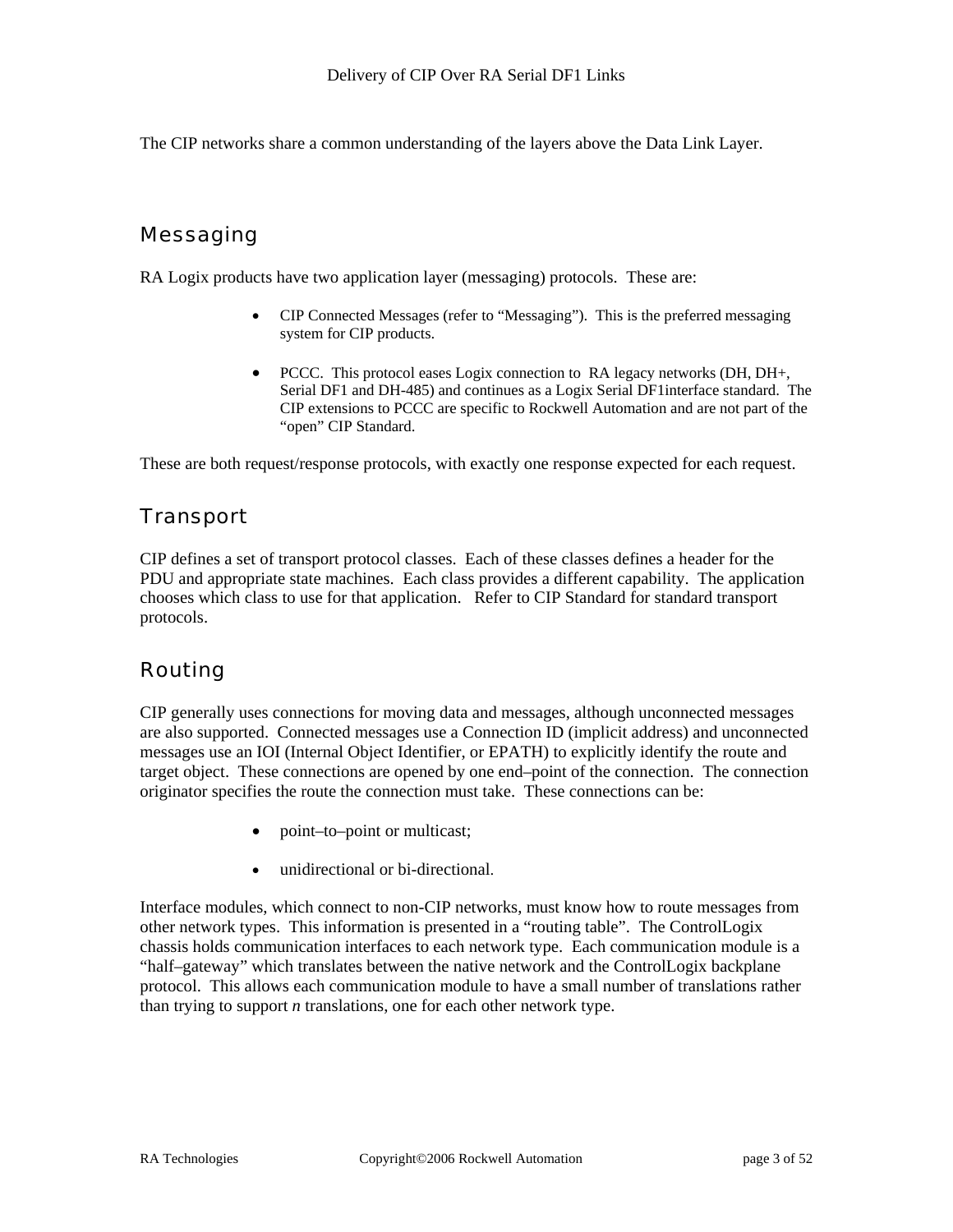The CIP networks share a common understanding of the layers above the Data Link Layer.

## Messaging

RA Logix products have two application layer (messaging) protocols. These are:

- CIP Connected Messages (refer to "Messaging"). This is the preferred messaging system for CIP products.

- PCCC. This protocol eases Logix connection to RA legacy networks (DH, DH+, Serial DF1 and DH-485) and continues as a Logix Serial DF1interface standard. The CIP extensions to PCCC are specific to Rockwell Automation and are not part of the "open" CIP Standard.

These are both request/response protocols, with exactly one response expected for each request.

## Transport

CIP defines a set of transport protocol classes. Each of these classes defines a header for the PDU and appropriate state machines. Each class provides a different capability. The application chooses which class to use for that application. Refer to CIP Standard for standard transport protocols.

## Routing

CIP generally uses connections for moving data and messages, although unconnected messages are also supported. Connected messages use a Connection ID (implicit address) and unconnected messages use an IOI (Internal Object Identifier, or EPATH) to explicitly identify the route and target object. These connections are opened by one end–point of the connection. The connection originator specifies the route the connection must take. These connections can be:

- point–to–point or multicast;

- unidirectional or bi-directional.

Interface modules, which connect to non-CIP networks, must know how to route messages from other network types. This information is presented in a "routing table". The ControlLogix chassis holds communication interfaces to each network type. Each communication module is a "half–gateway" which translates between the native network and the ControlLogix backplane protocol. This allows each communication module to have a small number of translations rather than trying to support *n* translations, one for each other network type.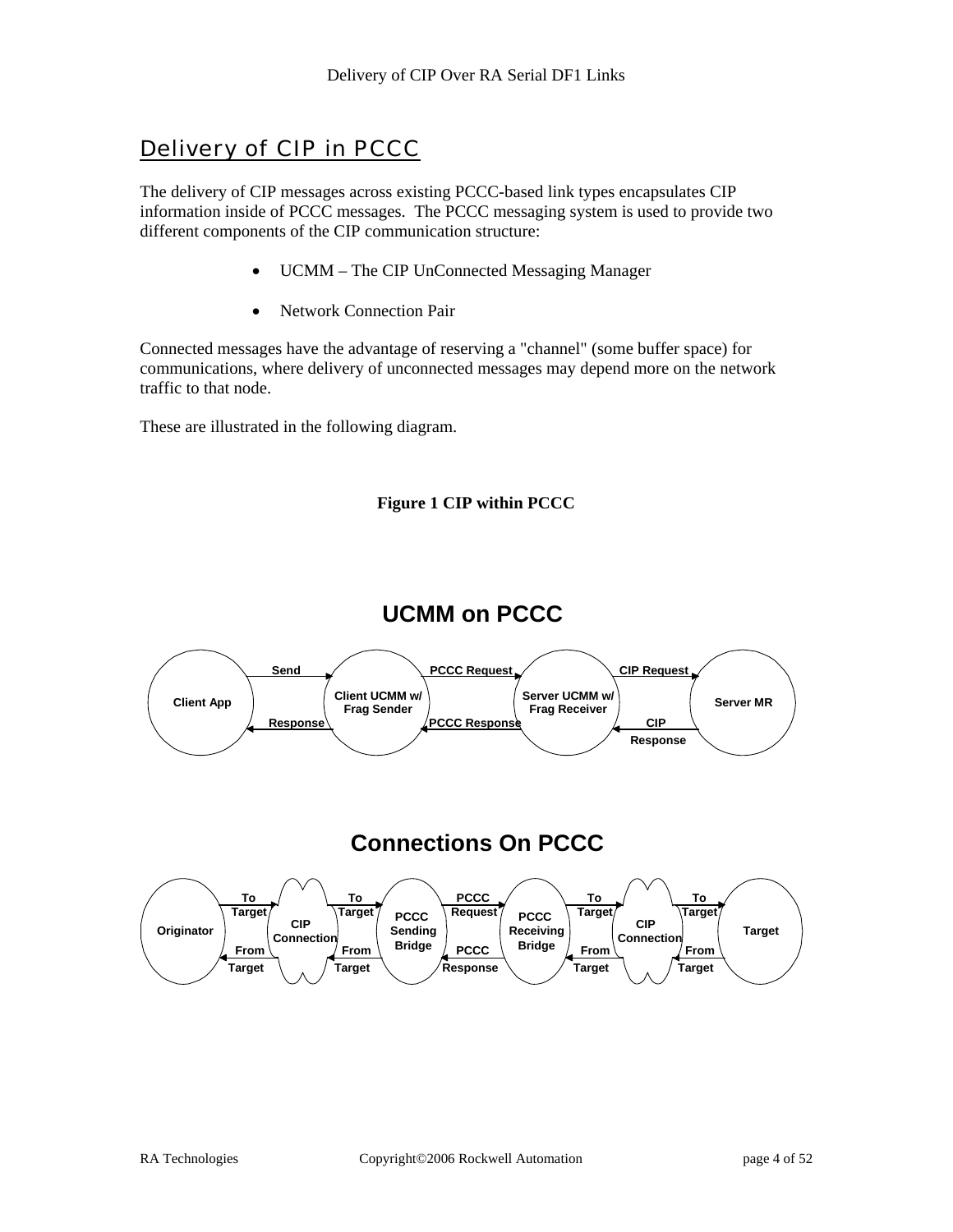## Delivery of CIP in PCCC

The delivery of CIP messages across existing PCCC-based link types encapsulates CIP information inside of PCCC messages. The PCCC messaging system is used to provide two different components of the CIP communication structure:

- UCMM – The CIP UnConnected Messaging Manager
- Network Connection Pair

Connected messages have the advantage of reserving a "channel" (some buffer space) for communications, where delivery of unconnected messages may depend more on the network traffic to that node.

These are illustrated in the following diagram.

**Figure 1 CIP within PCCC**

**UCMM on PCCC**

Client App — Send → Client UCMM w/ Frag Sender — PCCC Request → Server UCMM w/ Frag Receiver — CIP Request → Server MR

Server MR — CIP Response → Server UCMM w/ Frag Receiver — PCCC Response → Client UCMM w/ Frag Sender — Response → Client App

**Connections On PCCC**

Originator — To Target → CIP Connection — To Target → PCCC Sending Bridge — PCCC Request → PCCC Receiving Bridge — To Target → CIP Connection — To Target → Target

Target — From Target → CIP Connection — From Target → PCCC Receiving Bridge — PCCC Response → PCCC Sending Bridge — From Target → CIP Connection — From Target → Originator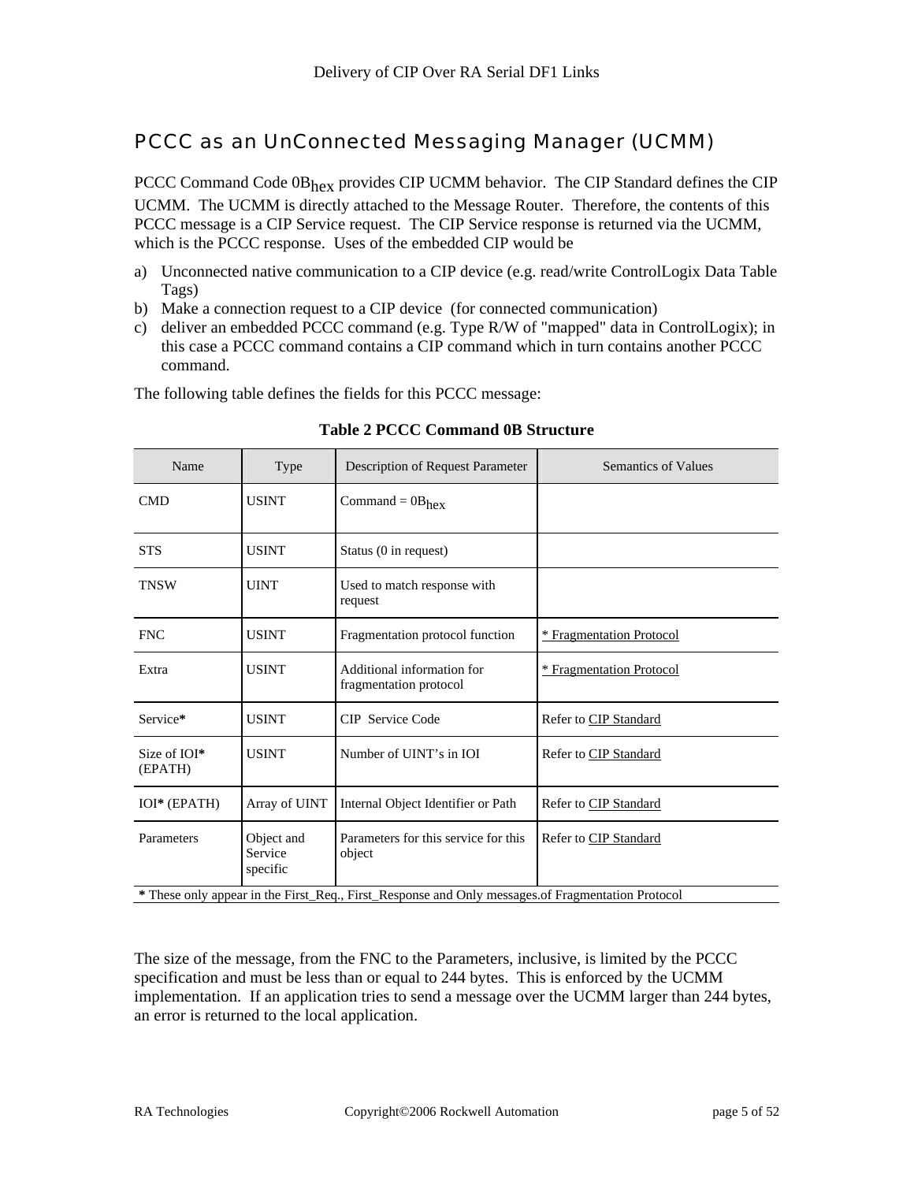## PCCC as an UnConnected Messaging Manager (UCMM)

PCCC Command Code $0B_{hex}$ provides CIP UCMM behavior. The CIP Standard defines the CIP UCMM. The UCMM is directly attached to the Message Router. Therefore, the contents of this PCCC message is a CIP Service request. The CIP Service response is returned via the UCMM, which is the PCCC response. Uses of the embedded CIP would be

a) Unconnected native communication to a CIP device (e.g. read/write ControlLogix Data Table Tags)
b) Make a connection request to a CIP device (for connected communication)
c) deliver an embedded PCCC command (e.g. Type R/W of "mapped" data in ControlLogix); in this case a PCCC command contains a CIP command which in turn contains another PCCC command.

The following table defines the fields for this PCCC message:

**Table 2 PCCC Command 0B Structure**

| Name | Type | Description of Request Parameter | Semantics of Values |
|---|---|---|---|
| CMD | USINT | Command = $0B_{hex}$ | |
| STS | USINT | Status (0 in request) | |
| TNSW | UINT | Used to match response with request | |
| FNC | USINT | Fragmentation protocol function | * Fragmentation Protocol |
| Extra | USINT | Additional information for fragmentation protocol | * Fragmentation Protocol |
| Service**\*** | USINT | CIP Service Code | Refer to CIP Standard |
| Size of IOI**\*** (EPATH) | USINT | Number of UINT's in IOI | Refer to CIP Standard |
| IOI**\*** (EPATH) | Array of UINT | Internal Object Identifier or Path | Refer to CIP Standard |
| Parameters | Object and Service specific | Parameters for this service for this object | Refer to CIP Standard |

**\*** These only appear in the First_Req., First_Response and Only messages.of Fragmentation Protocol

The size of the message, from the FNC to the Parameters, inclusive, is limited by the PCCC specification and must be less than or equal to 244 bytes. This is enforced by the UCMM implementation. If an application tries to send a message over the UCMM larger than 244 bytes, an error is returned to the local application.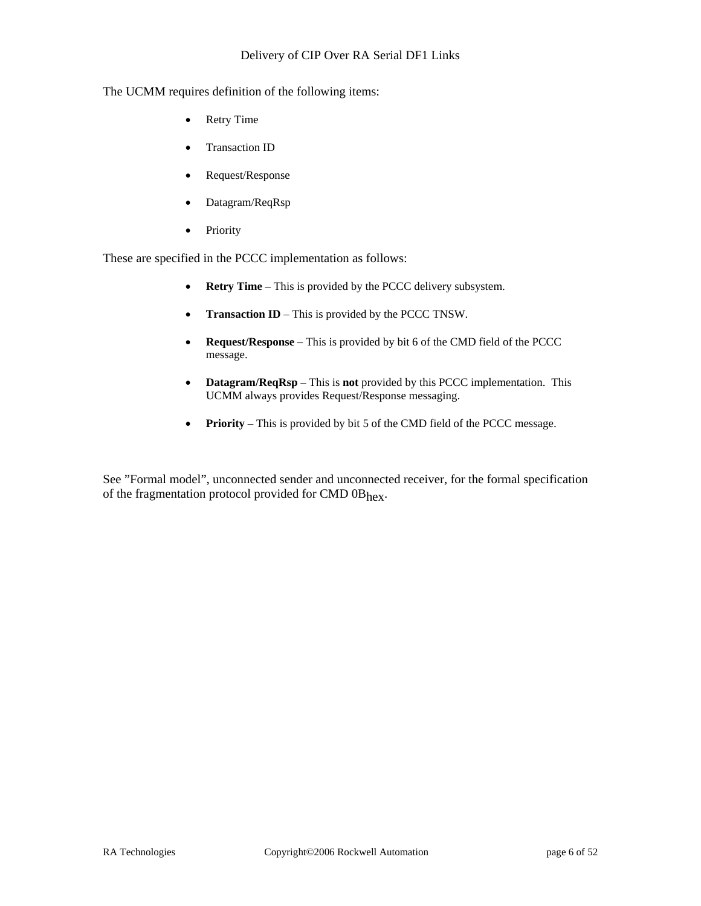The UCMM requires definition of the following items:

- Retry Time
- Transaction ID
- Request/Response
- Datagram/ReqRsp
- Priority

These are specified in the PCCC implementation as follows:

- **Retry Time** – This is provided by the PCCC delivery subsystem.
- **Transaction ID** – This is provided by the PCCC TNSW.
- **Request/Response** – This is provided by bit 6 of the CMD field of the PCCC message.
- **Datagram/ReqRsp** – This is **not** provided by this PCCC implementation. This UCMM always provides Request/Response messaging.
- **Priority** – This is provided by bit 5 of the CMD field of the PCCC message.

See "Formal model", unconnected sender and unconnected receiver, for the formal specification of the fragmentation protocol provided for CMD $0B_{hex}$.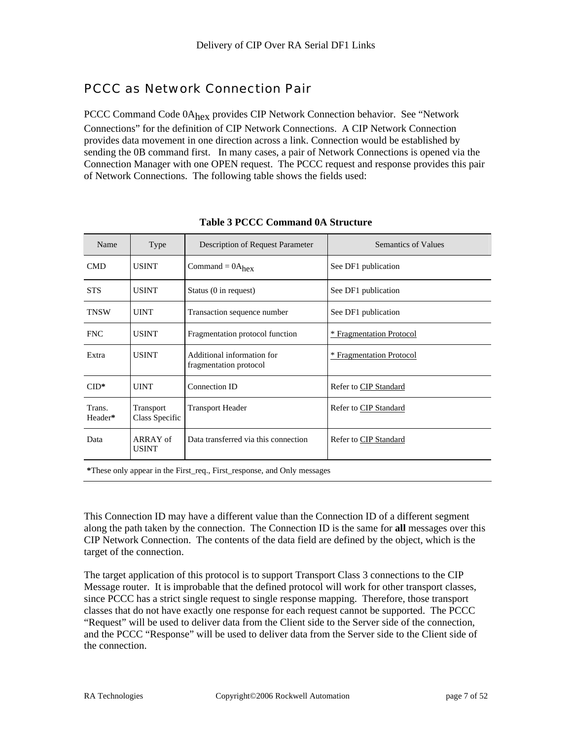## PCCC as Network Connection Pair

PCCC Command Code $0A_{hex}$ provides CIP Network Connection behavior. See "Network Connections" for the definition of CIP Network Connections. A CIP Network Connection provides data movement in one direction across a link. Connection would be established by sending the 0B command first. In many cases, a pair of Network Connections is opened via the Connection Manager with one OPEN request. The PCCC request and response provides this pair of Network Connections. The following table shows the fields used:

**Table 3 PCCC Command 0A Structure**

| Name | Type | Description of Request Parameter | Semantics of Values |
|---|---|---|---|
| CMD | USINT | Command = $0A_{hex}$ | See DF1 publication |
| STS | USINT | Status (0 in request) | See DF1 publication |
| TNSW | UINT | Transaction sequence number | See DF1 publication |
| FNC | USINT | Fragmentation protocol function | * Fragmentation Protocol |
| Extra | USINT | Additional information for fragmentation protocol | * Fragmentation Protocol |
| CID**\*** | UINT | Connection ID | Refer to CIP Standard |
| Trans. Header**\*** | Transport Class Specific | Transport Header | Refer to CIP Standard |
| Data | ARRAY of USINT | Data transferred via this connection | Refer to CIP Standard |

**\***These only appear in the First_req., First_response, and Only messages

This Connection ID may have a different value than the Connection ID of a different segment along the path taken by the connection. The Connection ID is the same for **all** messages over this CIP Network Connection. The contents of the data field are defined by the object, which is the target of the connection.

The target application of this protocol is to support Transport Class 3 connections to the CIP Message router. It is improbable that the defined protocol will work for other transport classes, since PCCC has a strict single request to single response mapping. Therefore, those transport classes that do not have exactly one response for each request cannot be supported. The PCCC "Request" will be used to deliver data from the Client side to the Server side of the connection, and the PCCC "Response" will be used to deliver data from the Server side to the Client side of the connection.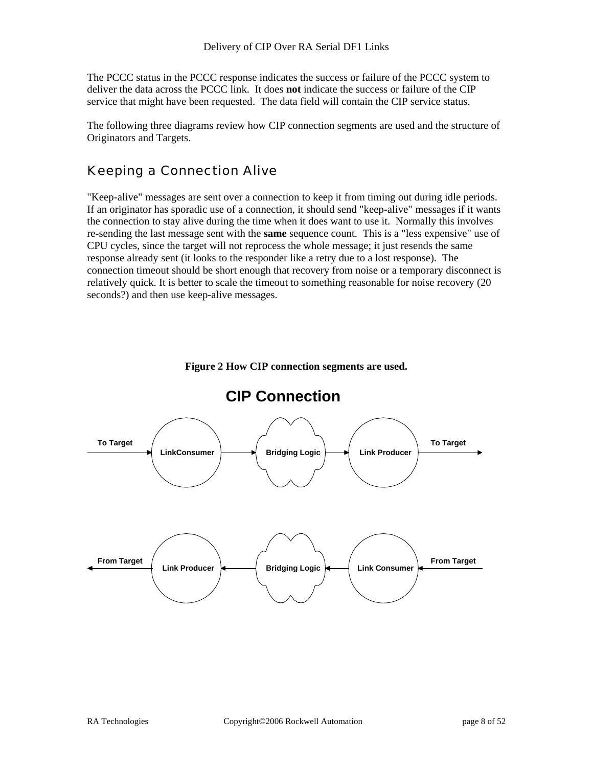The PCCC status in the PCCC response indicates the success or failure of the PCCC system to deliver the data across the PCCC link. It does **not** indicate the success or failure of the CIP service that might have been requested. The data field will contain the CIP service status.

The following three diagrams review how CIP connection segments are used and the structure of Originators and Targets.

## Keeping a Connection Alive

"Keep-alive" messages are sent over a connection to keep it from timing out during idle periods. If an originator has sporadic use of a connection, it should send "keep-alive" messages if it wants the connection to stay alive during the time when it does want to use it. Normally this involves re-sending the last message sent with the **same** sequence count. This is a "less expensive" use of CPU cycles, since the target will not reprocess the whole message; it just resends the same response already sent (it looks to the responder like a retry due to a lost response). The connection timeout should be short enough that recovery from noise or a temporary disconnect is relatively quick. It is better to scale the timeout to something reasonable for noise recovery (20 seconds?) and then use keep-alive messages.

**Figure 2 How CIP connection segments are used.**

**CIP Connection**

To Target → LinkConsumer → Bridging Logic → Link Producer → To Target

From Target ← Link Producer ← Bridging Logic ← Link Consumer ← From Target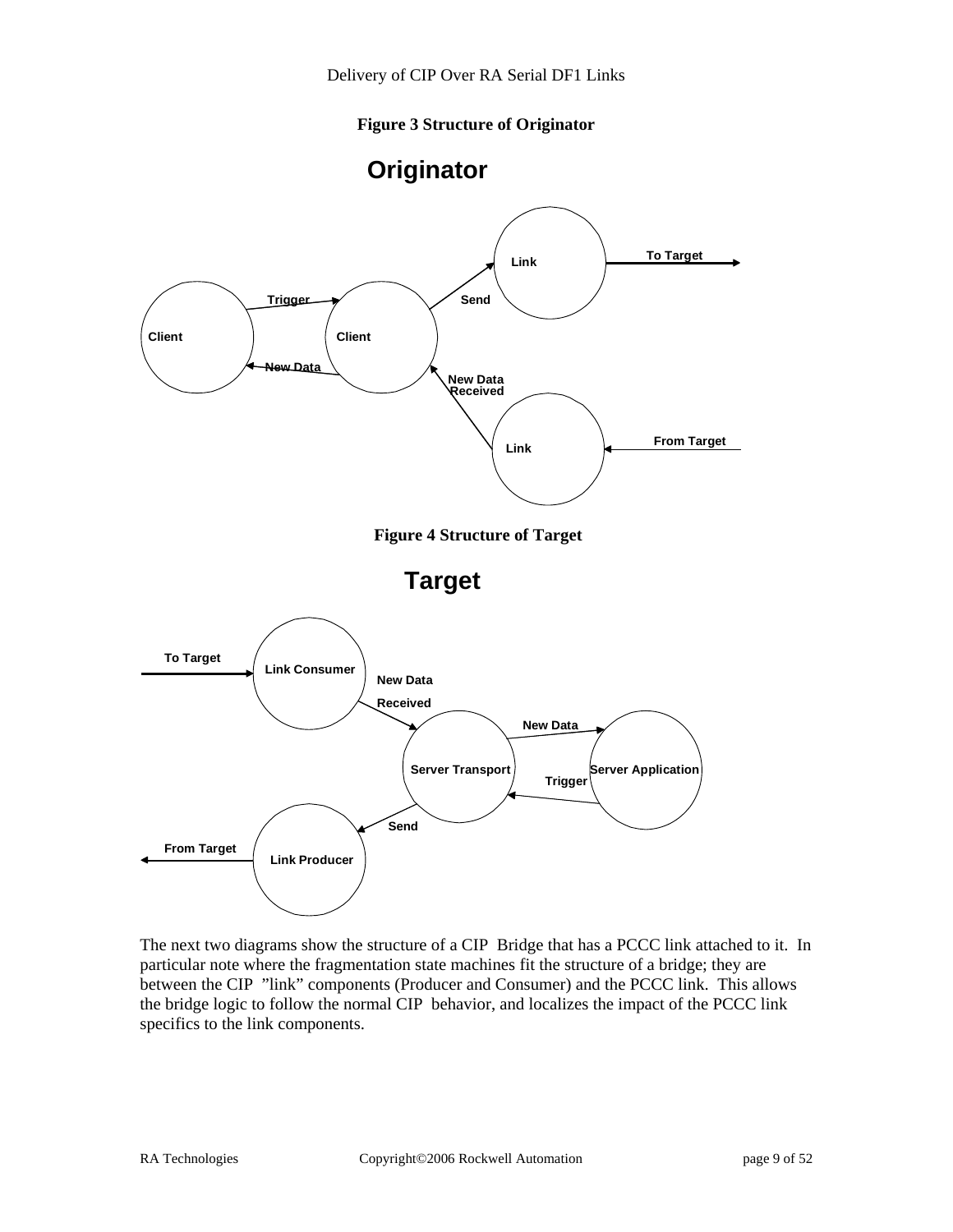**Figure 3 Structure of Originator**

**Originator**

Client — Trigger → Client

Client ← New Data — Client

Client — Send → Link — To Target →

Client ← New Data Received — Link ← From Target

**Figure 4 Structure of Target**

**Target**

To Target → Link Consumer — New Data Received → Server Transport

Server Transport — New Data → Server Application

Server Application — Trigger → Server Transport

Server Transport — Send → Link Producer — From Target →

The next two diagrams show the structure of a CIP Bridge that has a PCCC link attached to it. In particular note where the fragmentation state machines fit the structure of a bridge; they are between the CIP "link" components (Producer and Consumer) and the PCCC link. This allows the bridge logic to follow the normal CIP behavior, and localizes the impact of the PCCC link specifics to the link components.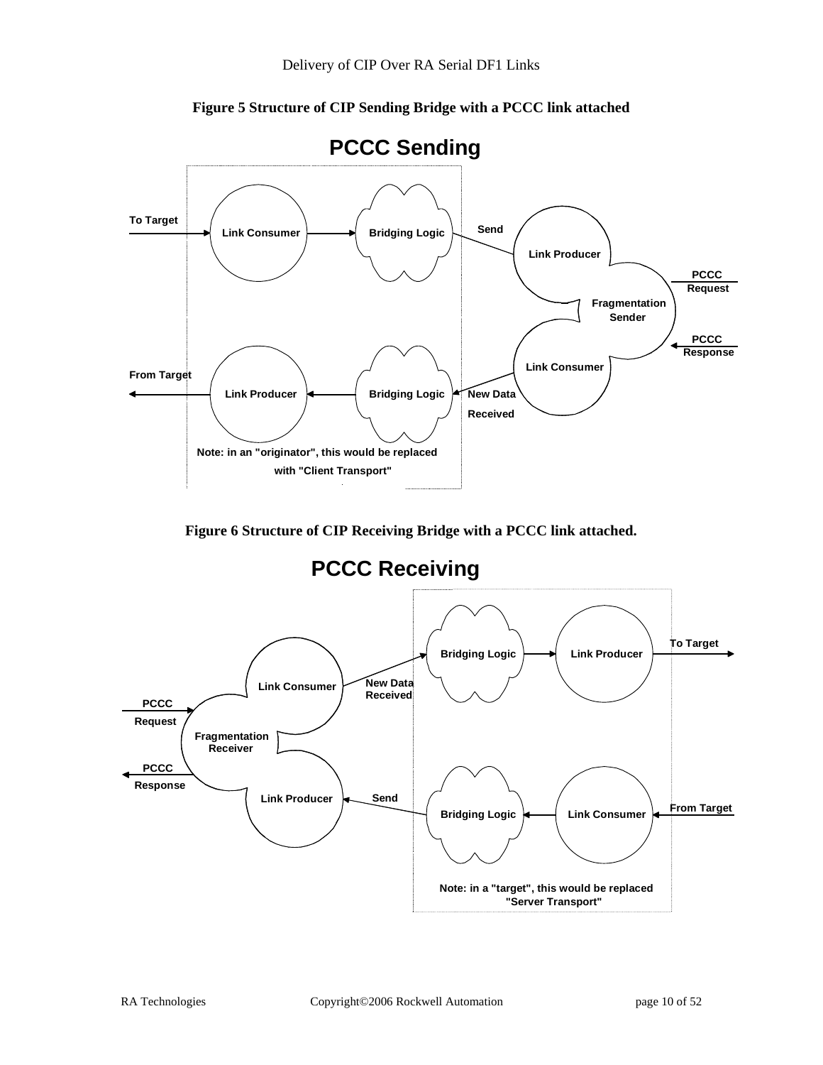**Figure 5 Structure of CIP Sending Bridge with a PCCC link attached**

**PCCC Sending**

To Target

Link Consumer

Bridging Logic

Send

Link Producer

PCCC Request

Fragmentation Sender

PCCC Response

Link Consumer

From Target

Link Producer

Bridging Logic

New Data Received

Note: in an "originator", this would be replaced with "Client Transport"

**Figure 6 Structure of CIP Receiving Bridge with a PCCC link attached.**

**PCCC Receiving**

Bridging Logic

Link Producer

To Target

Link Consumer

New Data Received

PCCC Request

Fragmentation Receiver

PCCC Response

Link Producer

Send

Bridging Logic

Link Consumer

From Target

Note: in a "target", this would be replaced "Server Transport"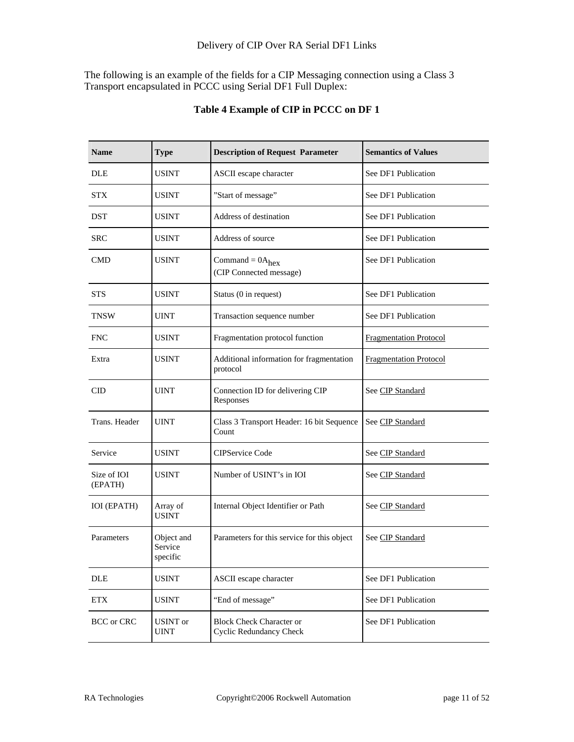The following is an example of the fields for a CIP Messaging connection using a Class 3 Transport encapsulated in PCCC using Serial DF1 Full Duplex:

**Table 4 Example of CIP in PCCC on DF 1**

| Name | Type | Description of Request Parameter | Semantics of Values |
|---|---|---|---|
| DLE | USINT | ASCII escape character | See DF1 Publication |
| STX | USINT | "Start of message" | See DF1 Publication |
| DST | USINT | Address of destination | See DF1 Publication |
| SRC | USINT | Address of source | See DF1 Publication |
| CMD | USINT | Command = $0A_{hex}$ (CIP Connected message) | See DF1 Publication |
| STS | USINT | Status (0 in request) | See DF1 Publication |
| TNSW | UINT | Transaction sequence number | See DF1 Publication |
| FNC | USINT | Fragmentation protocol function | Fragmentation Protocol |
| Extra | USINT | Additional information for fragmentation protocol | Fragmentation Protocol |
| CID | UINT | Connection ID for delivering CIP Responses | See CIP Standard |
| Trans. Header | UINT | Class 3 Transport Header: 16 bit Sequence Count | See CIP Standard |
| Service | USINT | CIPService Code | See CIP Standard |
| Size of IOI (EPATH) | USINT | Number of USINT's in IOI | See CIP Standard |
| IOI (EPATH) | Array of USINT | Internal Object Identifier or Path | See CIP Standard |
| Parameters | Object and Service specific | Parameters for this service for this object | See CIP Standard |
| DLE | USINT | ASCII escape character | See DF1 Publication |
| ETX | USINT | "End of message" | See DF1 Publication |
| BCC or CRC | USINT or UINT | Block Check Character or Cyclic Redundancy Check | See DF1 Publication |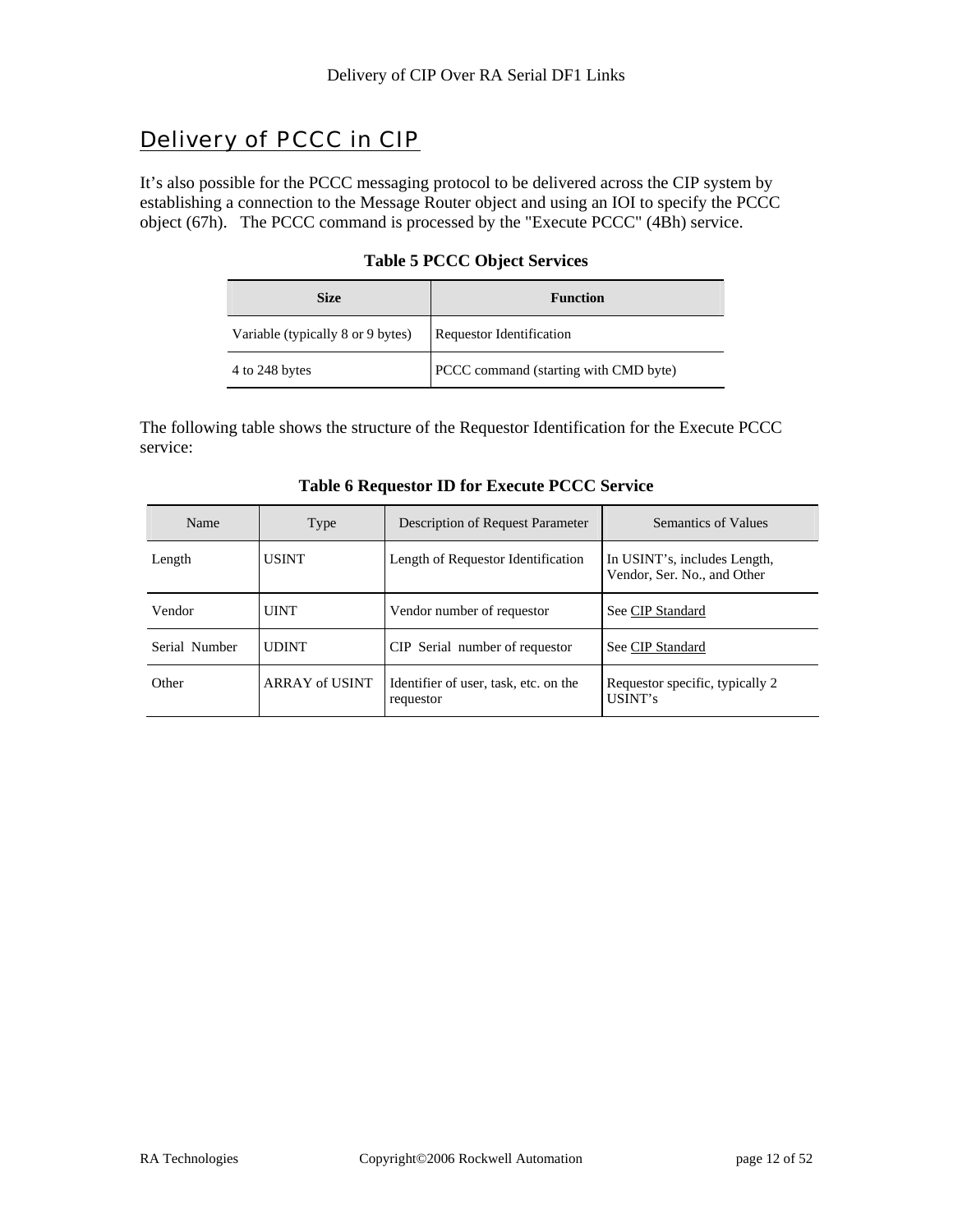## Delivery of PCCC in CIP

It's also possible for the PCCC messaging protocol to be delivered across the CIP system by establishing a connection to the Message Router object and using an IOI to specify the PCCC object (67h). The PCCC command is processed by the "Execute PCCC" (4Bh) service.

**Table 5 PCCC Object Services**

| Size | Function |
| --- | --- |
| Variable (typically 8 or 9 bytes) | Requestor Identification |
| 4 to 248 bytes | PCCC command (starting with CMD byte) |

The following table shows the structure of the Requestor Identification for the Execute PCCC service:

**Table 6 Requestor ID for Execute PCCC Service**

| Name | Type | Description of Request Parameter | Semantics of Values |
| --- | --- | --- | --- |
| Length | USINT | Length of Requestor Identification | In USINT's, includes Length, Vendor, Ser. No., and Other |
| Vendor | UINT | Vendor number of requestor | See CIP Standard |
| Serial Number | UDINT | CIP Serial number of requestor | See CIP Standard |
| Other | ARRAY of USINT | Identifier of user, task, etc. on the requestor | Requestor specific, typically 2 USINT's |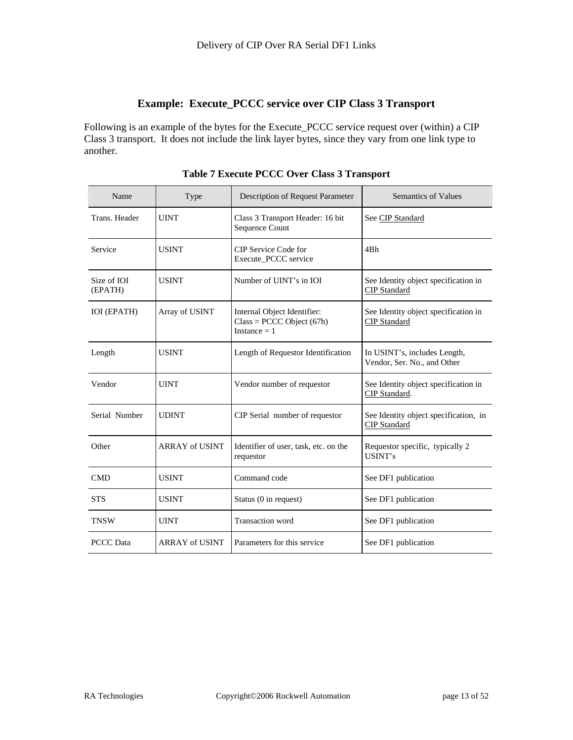## Example: Execute_PCCC service over CIP Class 3 Transport

Following is an example of the bytes for the Execute_PCCC service request over (within) a CIP Class 3 transport. It does not include the link layer bytes, since they vary from one link type to another.

**Table 7 Execute PCCC Over Class 3 Transport**

| Name | Type | Description of Request Parameter | Semantics of Values |
|---|---|---|---|
| Trans. Header | UINT | Class 3 Transport Header: 16 bit Sequence Count | See CIP Standard |
| Service | USINT | CIP Service Code for Execute_PCCC service | 4Bh |
| Size of IOI (EPATH) | USINT | Number of UINT's in IOI | See Identity object specification in CIP Standard |
| IOI (EPATH) | Array of USINT | Internal Object Identifier: Class = PCCC Object (67h) Instance = 1 | See Identity object specification in CIP Standard |
| Length | USINT | Length of Requestor Identification | In USINT's, includes Length, Vendor, Ser. No., and Other |
| Vendor | UINT | Vendor number of requestor | See Identity object specification in CIP Standard. |
| Serial Number | UDINT | CIP Serial number of requestor | See Identity object specification, in CIP Standard |
| Other | ARRAY of USINT | Identifier of user, task, etc. on the requestor | Requestor specific, typically 2 USINT's |
| CMD | USINT | Command code | See DF1 publication |
| STS | USINT | Status (0 in request) | See DF1 publication |
| TNSW | UINT | Transaction word | See DF1 publication |
| PCCC Data | ARRAY of USINT | Parameters for this service | See DF1 publication |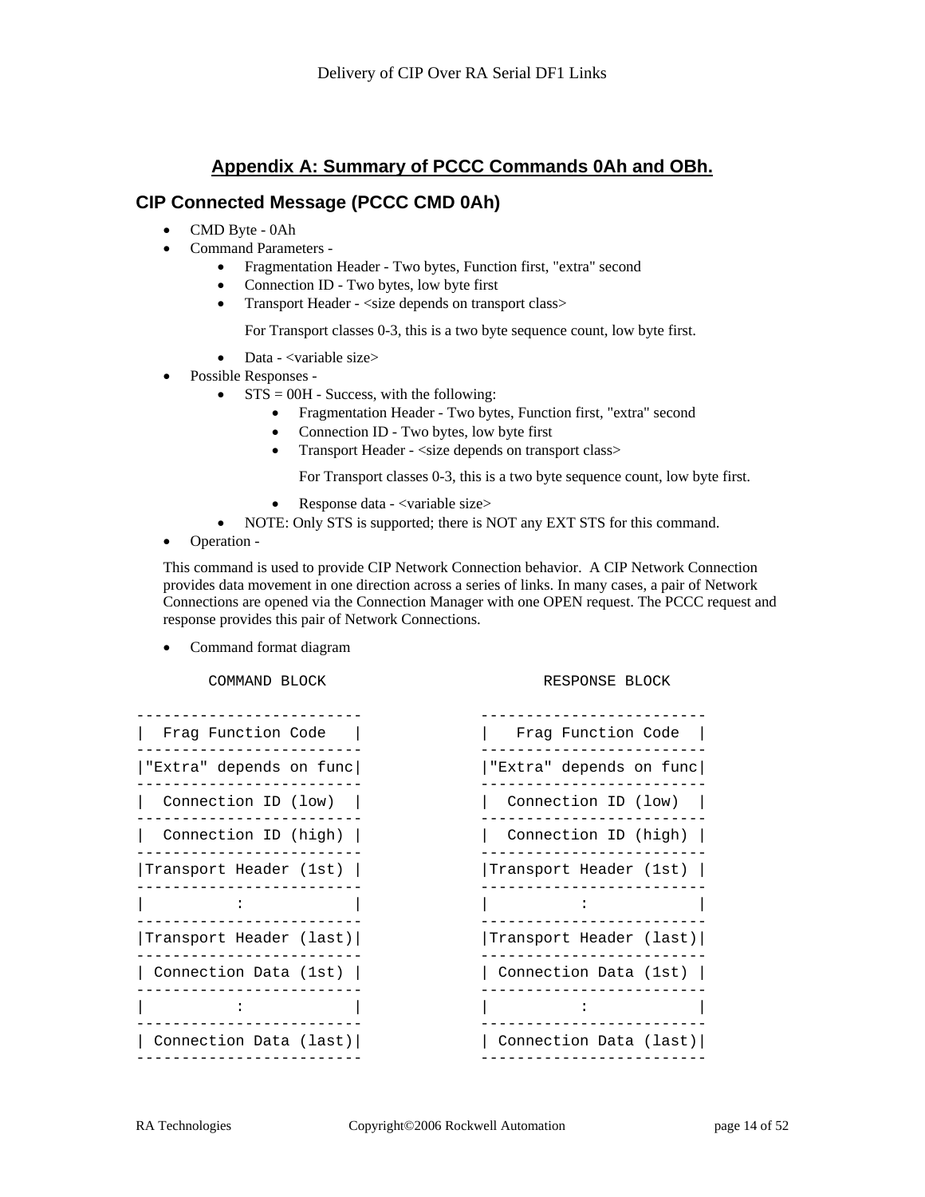# Appendix A: Summary of PCCC Commands 0Ah and OBh.

## CIP Connected Message (PCCC CMD 0Ah)

- CMD Byte - 0Ah
- Command Parameters -
  - Fragmentation Header - Two bytes, Function first, "extra" second
  - Connection ID - Two bytes, low byte first
  - Transport Header - <size depends on transport class>

    For Transport classes 0-3, this is a two byte sequence count, low byte first.
  - Data - <variable size>
- Possible Responses -
  - STS = 00H - Success, with the following:
    - Fragmentation Header - Two bytes, Function first, "extra" second
    - Connection ID - Two bytes, low byte first
    - Transport Header - <size depends on transport class>

      For Transport classes 0-3, this is a two byte sequence count, low byte first.
    - Response data - <variable size>
  - NOTE: Only STS is supported; there is NOT any EXT STS for this command.
- Operation -

This command is used to provide CIP Network Connection behavior. A CIP Network Connection provides data movement in one direction across a series of links. In many cases, a pair of Network Connections are opened via the Connection Manager with one OPEN request. The PCCC request and response provides this pair of Network Connections.

- Command format diagram

```
       COMMAND BLOCK                      RESPONSE BLOCK

-------------------------          -------------------------
|  Frag Function Code   |          |   Frag Function Code  |
-------------------------          -------------------------
|"Extra" depends on func|          |"Extra" depends on func|
-------------------------          -------------------------
|  Connection ID (low)  |          |  Connection ID (low)  |
-------------------------          -------------------------
|  Connection ID (high) |          |  Connection ID (high) |
-------------------------          -------------------------
|Transport Header (1st) |          |Transport Header (1st) |
-------------------------          -------------------------
|          :            |          |          :            |
-------------------------          -------------------------
|Transport Header (last)|          |Transport Header (last)|
-------------------------          -------------------------
| Connection Data (1st) |          | Connection Data (1st) |
-------------------------          -------------------------
|          :            |          |          :            |
-------------------------          -------------------------
| Connection Data (last)|          | Connection Data (last)|
-------------------------          -------------------------
```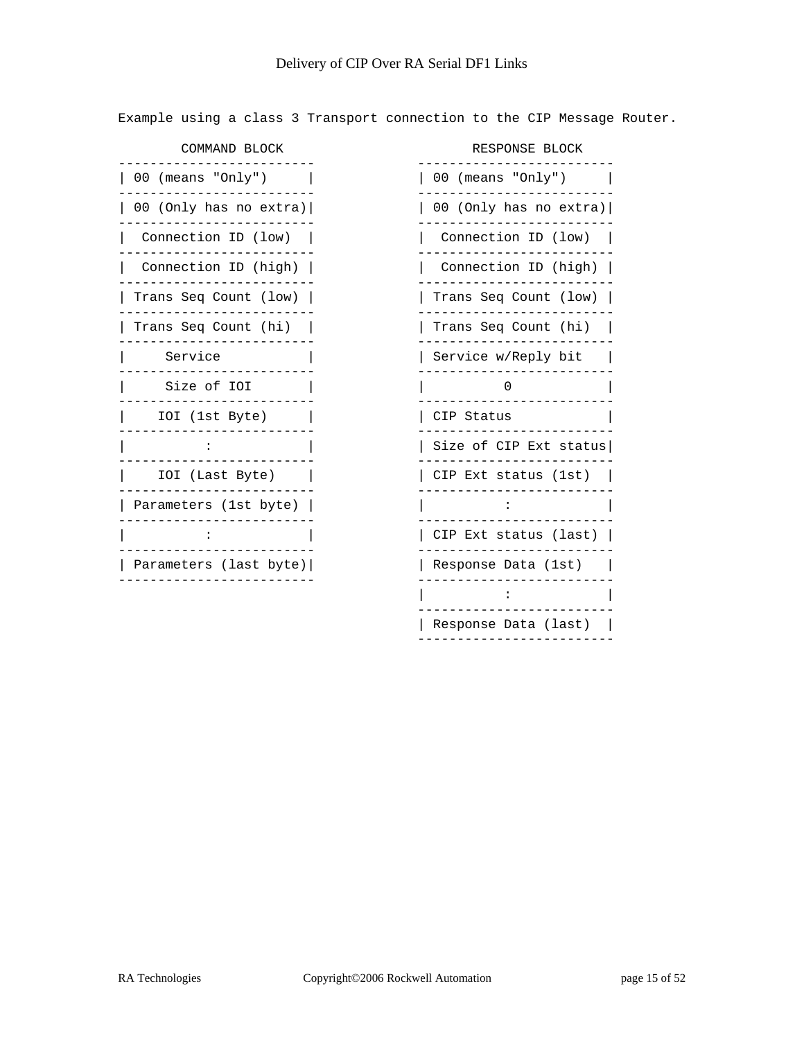Example using a class 3 Transport connection to the CIP Message Router.

```
       COMMAND BLOCK                          RESPONSE BLOCK
-------------------------            -------------------------
| 00 (means "Only")     |            | 00 (means "Only")     |
-------------------------            -------------------------
| 00 (Only has no extra)|            | 00 (Only has no extra)|
-------------------------            -------------------------
|  Connection ID (low)  |            |  Connection ID (low)  |
-------------------------            -------------------------
|  Connection ID (high) |            |  Connection ID (high) |
-------------------------            -------------------------
| Trans Seq Count (low) |            | Trans Seq Count (low) |
-------------------------            -------------------------
| Trans Seq Count (hi)  |            | Trans Seq Count (hi)  |
-------------------------            -------------------------
|     Service           |            | Service w/Reply bit   |
-------------------------            -------------------------
|     Size of IOI       |            |          0            |
-------------------------            -------------------------
|    IOI (1st Byte)     |            | CIP Status            |
-------------------------            -------------------------
|          :            |            | Size of CIP Ext status|
-------------------------            -------------------------
|    IOI (Last Byte)    |            | CIP Ext status (1st)  |
-------------------------            -------------------------
| Parameters (1st byte) |            |          :            |
-------------------------            -------------------------
|          :            |            | CIP Ext status (last) |
-------------------------            -------------------------
| Parameters (last byte)|            | Response Data (1st)   |
-------------------------            -------------------------
                                     |          :            |
                                     -------------------------
                                     | Response Data (last)  |
                                     -------------------------
```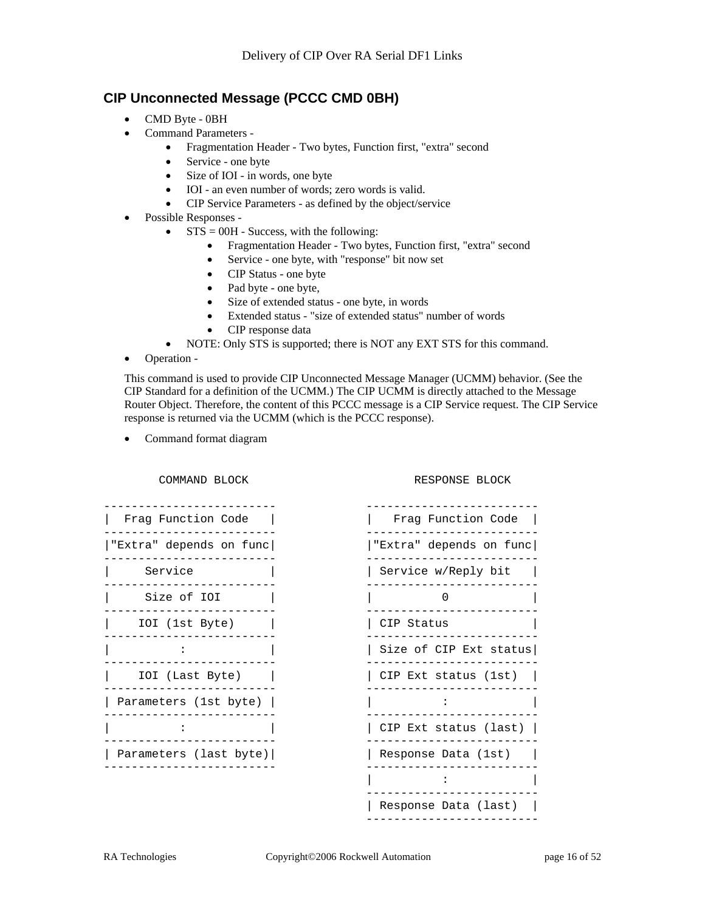## CIP Unconnected Message (PCCC CMD 0BH)

- CMD Byte - 0BH
- Command Parameters -
  - Fragmentation Header - Two bytes, Function first, "extra" second
  - Service - one byte
  - Size of IOI - in words, one byte
  - IOI - an even number of words; zero words is valid.
  - CIP Service Parameters - as defined by the object/service
- Possible Responses -
  - STS = 00H - Success, with the following:
    - Fragmentation Header - Two bytes, Function first, "extra" second
    - Service - one byte, with "response" bit now set
    - CIP Status - one byte
    - Pad byte - one byte,
    - Size of extended status - one byte, in words
    - Extended status - "size of extended status" number of words
    - CIP response data
  - NOTE: Only STS is supported; there is NOT any EXT STS for this command.
- Operation -

This command is used to provide CIP Unconnected Message Manager (UCMM) behavior. (See the CIP Standard for a definition of the UCMM.) The CIP UCMM is directly attached to the Message Router Object. Therefore, the content of this PCCC message is a CIP Service request. The CIP Service response is returned via the UCMM (which is the PCCC response).

- Command format diagram

```
        COMMAND BLOCK                        RESPONSE BLOCK

-------------------------            -------------------------
|  Frag Function Code   |            |   Frag Function Code  |
-------------------------            -------------------------
|"Extra" depends on func|            |"Extra" depends on func|
-------------------------            -------------------------
|     Service           |            | Service w/Reply bit   |
-------------------------            -------------------------
|     Size of IOI       |            |          0            |
-------------------------            -------------------------
|    IOI (1st Byte)     |            | CIP Status            |
-------------------------            -------------------------
|          :            |            | Size of CIP Ext status|
-------------------------            -------------------------
|    IOI (Last Byte)    |            | CIP Ext status (1st)  |
-------------------------            -------------------------
| Parameters (1st byte) |            |          :            |
-------------------------            -------------------------
|          :            |            | CIP Ext status (last) |
-------------------------            -------------------------
| Parameters (last byte)|            | Response Data (1st)   |
-------------------------            -------------------------
                                     |          :            |
                                     -------------------------
                                     | Response Data (last)  |
                                     -------------------------
```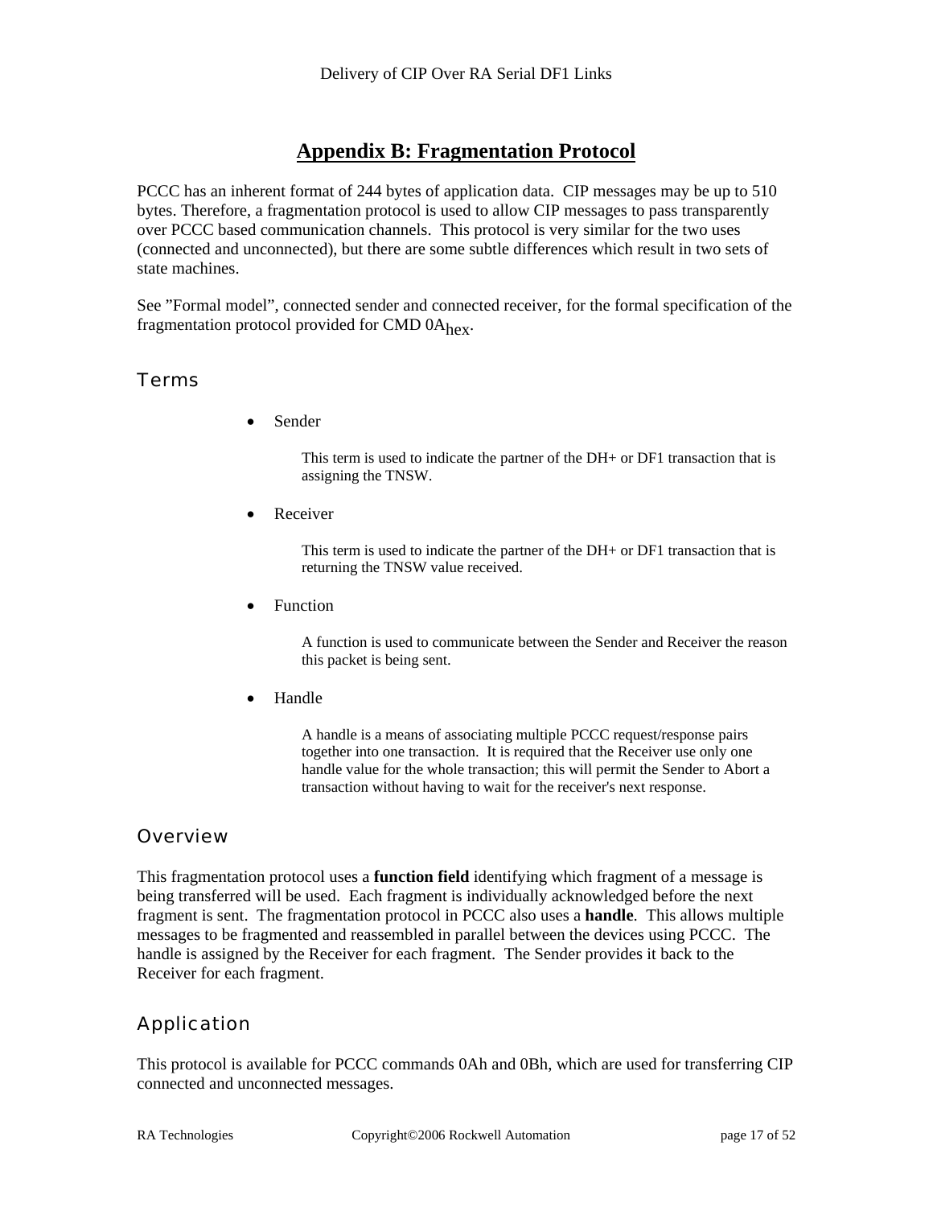# Appendix B: Fragmentation Protocol

PCCC has an inherent format of 244 bytes of application data. CIP messages may be up to 510 bytes. Therefore, a fragmentation protocol is used to allow CIP messages to pass transparently over PCCC based communication channels. This protocol is very similar for the two uses (connected and unconnected), but there are some subtle differences which result in two sets of state machines.

See ”Formal model”, connected sender and connected receiver, for the formal specification of the fragmentation protocol provided for CMD $0A_{hex}$.

## Terms

- Sender

  This term is used to indicate the partner of the DH+ or DF1 transaction that is assigning the TNSW.

- Receiver

  This term is used to indicate the partner of the DH+ or DF1 transaction that is returning the TNSW value received.

- Function

  A function is used to communicate between the Sender and Receiver the reason this packet is being sent.

- Handle

  A handle is a means of associating multiple PCCC request/response pairs together into one transaction. It is required that the Receiver use only one handle value for the whole transaction; this will permit the Sender to Abort a transaction without having to wait for the receiver's next response.

## Overview

This fragmentation protocol uses a **function field** identifying which fragment of a message is being transferred will be used. Each fragment is individually acknowledged before the next fragment is sent. The fragmentation protocol in PCCC also uses a **handle**. This allows multiple messages to be fragmented and reassembled in parallel between the devices using PCCC. The handle is assigned by the Receiver for each fragment. The Sender provides it back to the Receiver for each fragment.

## Application

This protocol is available for PCCC commands 0Ah and 0Bh, which are used for transferring CIP connected and unconnected messages.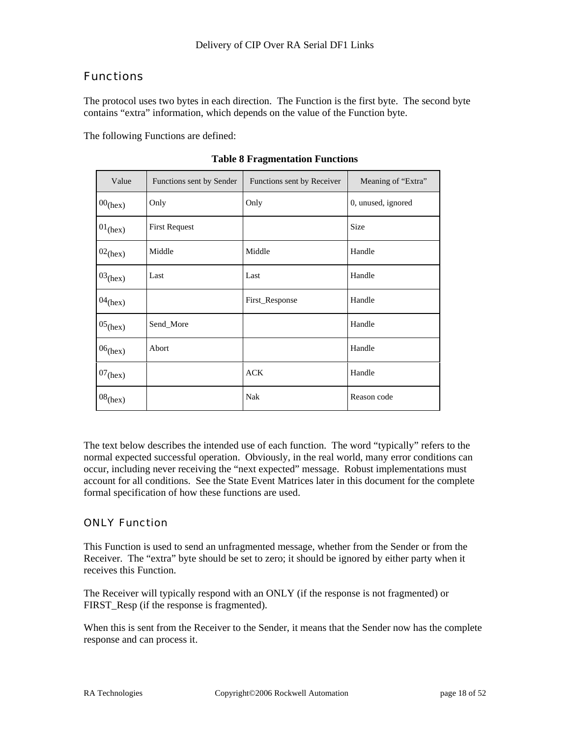## Functions

The protocol uses two bytes in each direction. The Function is the first byte. The second byte contains “extra” information, which depends on the value of the Function byte.

The following Functions are defined:

**Table 8 Fragmentation Functions**

| Value | Functions sent by Sender | Functions sent by Receiver | Meaning of “Extra” |
|---|---|---|---|
| $00_{(hex)}$ | Only | Only | 0, unused, ignored |
| $01_{(hex)}$ | First Request | | Size |
| $02_{(hex)}$ | Middle | Middle | Handle |
| $03_{(hex)}$ | Last | Last | Handle |
| $04_{(hex)}$ | | First_Response | Handle |
| $05_{(hex)}$ | Send_More | | Handle |
| $06_{(hex)}$ | Abort | | Handle |
| $07_{(hex)}$ | | ACK | Handle |
| $08_{(hex)}$ | | Nak | Reason code |

The text below describes the intended use of each function. The word “typically” refers to the normal expected successful operation. Obviously, in the real world, many error conditions can occur, including never receiving the “next expected” message. Robust implementations must account for all conditions. See the State Event Matrices later in this document for the complete formal specification of how these functions are used.

### ONLY Function

This Function is used to send an unfragmented message, whether from the Sender or from the Receiver. The “extra” byte should be set to zero; it should be ignored by either party when it receives this Function.

The Receiver will typically respond with an ONLY (if the response is not fragmented) or FIRST_Resp (if the response is fragmented).

When this is sent from the Receiver to the Sender, it means that the Sender now has the complete response and can process it.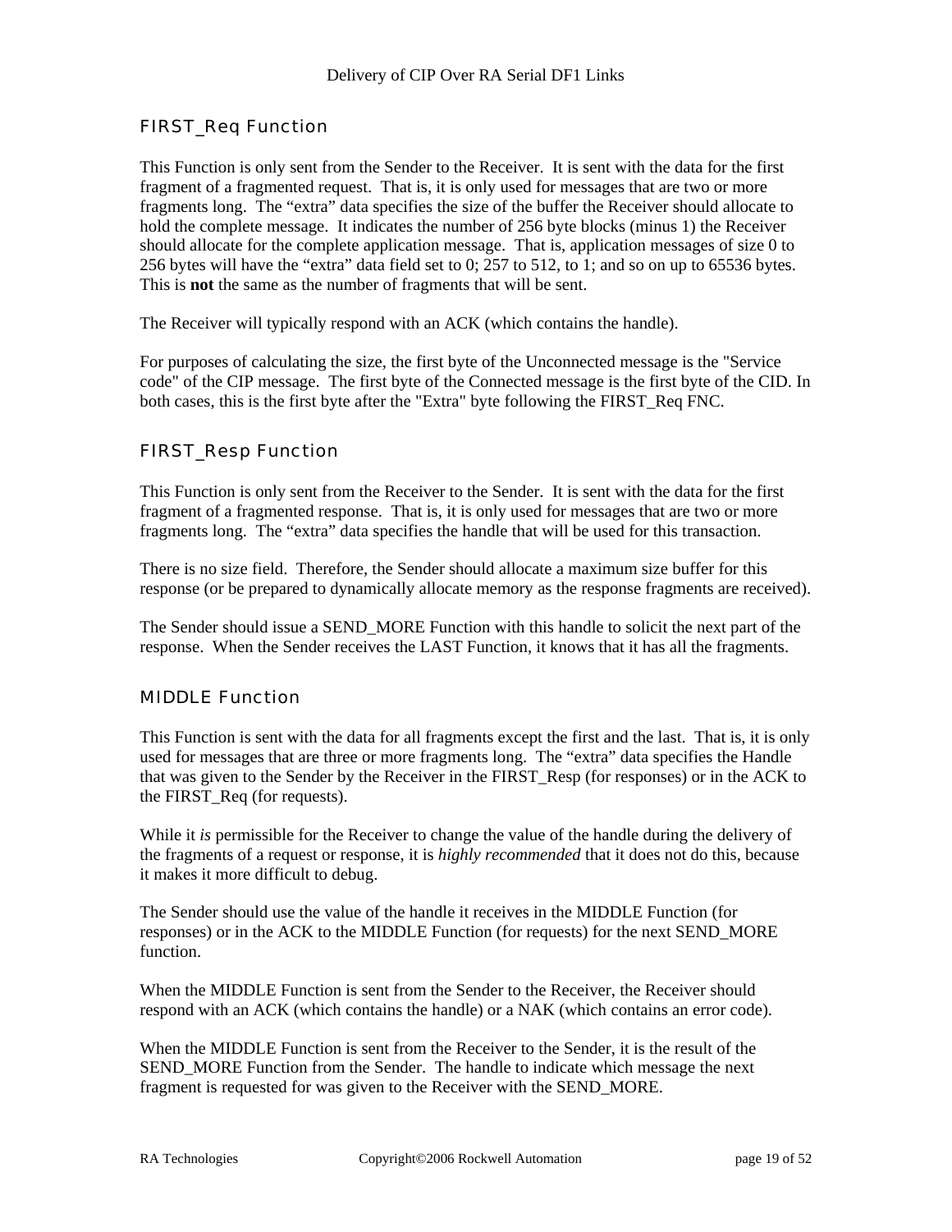### FIRST_Req Function

This Function is only sent from the Sender to the Receiver. It is sent with the data for the first fragment of a fragmented request. That is, it is only used for messages that are two or more fragments long. The "extra" data specifies the size of the buffer the Receiver should allocate to hold the complete message. It indicates the number of 256 byte blocks (minus 1) the Receiver should allocate for the complete application message. That is, application messages of size 0 to 256 bytes will have the "extra" data field set to 0; 257 to 512, to 1; and so on up to 65536 bytes. This is **not** the same as the number of fragments that will be sent.

The Receiver will typically respond with an ACK (which contains the handle).

For purposes of calculating the size, the first byte of the Unconnected message is the "Service code" of the CIP message. The first byte of the Connected message is the first byte of the CID. In both cases, this is the first byte after the "Extra" byte following the FIRST_Req FNC.

### FIRST_Resp Function

This Function is only sent from the Receiver to the Sender. It is sent with the data for the first fragment of a fragmented response. That is, it is only used for messages that are two or more fragments long. The "extra" data specifies the handle that will be used for this transaction.

There is no size field. Therefore, the Sender should allocate a maximum size buffer for this response (or be prepared to dynamically allocate memory as the response fragments are received).

The Sender should issue a SEND_MORE Function with this handle to solicit the next part of the response. When the Sender receives the LAST Function, it knows that it has all the fragments.

### MIDDLE Function

This Function is sent with the data for all fragments except the first and the last. That is, it is only used for messages that are three or more fragments long. The "extra" data specifies the Handle that was given to the Sender by the Receiver in the FIRST_Resp (for responses) or in the ACK to the FIRST_Req (for requests).

While it *is* permissible for the Receiver to change the value of the handle during the delivery of the fragments of a request or response, it is *highly recommended* that it does not do this, because it makes it more difficult to debug.

The Sender should use the value of the handle it receives in the MIDDLE Function (for responses) or in the ACK to the MIDDLE Function (for requests) for the next SEND_MORE function.

When the MIDDLE Function is sent from the Sender to the Receiver, the Receiver should respond with an ACK (which contains the handle) or a NAK (which contains an error code).

When the MIDDLE Function is sent from the Receiver to the Sender, it is the result of the SEND_MORE Function from the Sender. The handle to indicate which message the next fragment is requested for was given to the Receiver with the SEND_MORE.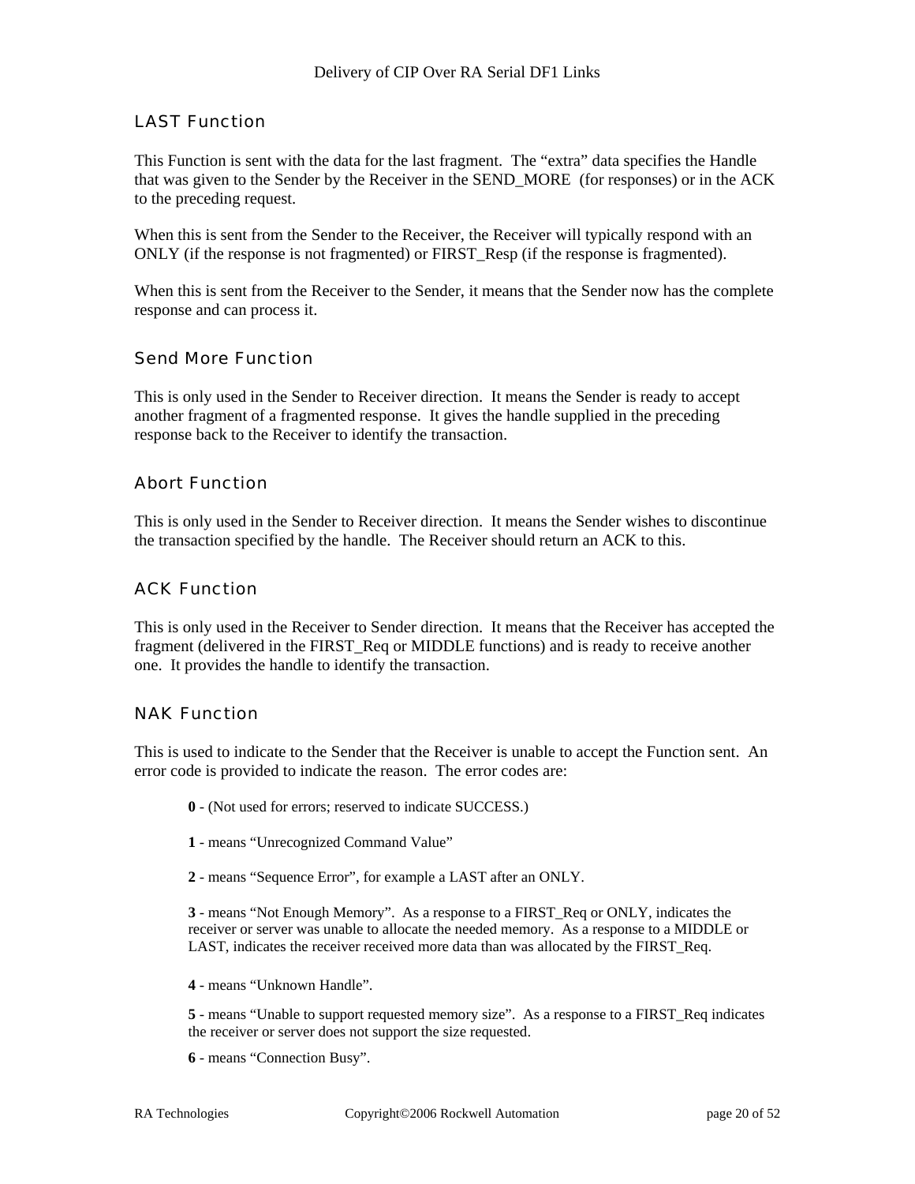### LAST Function

This Function is sent with the data for the last fragment. The "extra" data specifies the Handle that was given to the Sender by the Receiver in the SEND_MORE (for responses) or in the ACK to the preceding request.

When this is sent from the Sender to the Receiver, the Receiver will typically respond with an ONLY (if the response is not fragmented) or FIRST_Resp (if the response is fragmented).

When this is sent from the Receiver to the Sender, it means that the Sender now has the complete response and can process it.

### Send More Function

This is only used in the Sender to Receiver direction. It means the Sender is ready to accept another fragment of a fragmented response. It gives the handle supplied in the preceding response back to the Receiver to identify the transaction.

### Abort Function

This is only used in the Sender to Receiver direction. It means the Sender wishes to discontinue the transaction specified by the handle. The Receiver should return an ACK to this.

### ACK Function

This is only used in the Receiver to Sender direction. It means that the Receiver has accepted the fragment (delivered in the FIRST_Req or MIDDLE functions) and is ready to receive another one. It provides the handle to identify the transaction.

### NAK Function

This is used to indicate to the Sender that the Receiver is unable to accept the Function sent. An error code is provided to indicate the reason. The error codes are:

**0** - (Not used for errors; reserved to indicate SUCCESS.)

**1** - means "Unrecognized Command Value"

**2** - means "Sequence Error", for example a LAST after an ONLY.

**3** - means "Not Enough Memory". As a response to a FIRST_Req or ONLY, indicates the receiver or server was unable to allocate the needed memory. As a response to a MIDDLE or LAST, indicates the receiver received more data than was allocated by the FIRST_Req.

**4** - means "Unknown Handle".

**5** - means "Unable to support requested memory size". As a response to a FIRST_Req indicates the receiver or server does not support the size requested.

**6** - means "Connection Busy".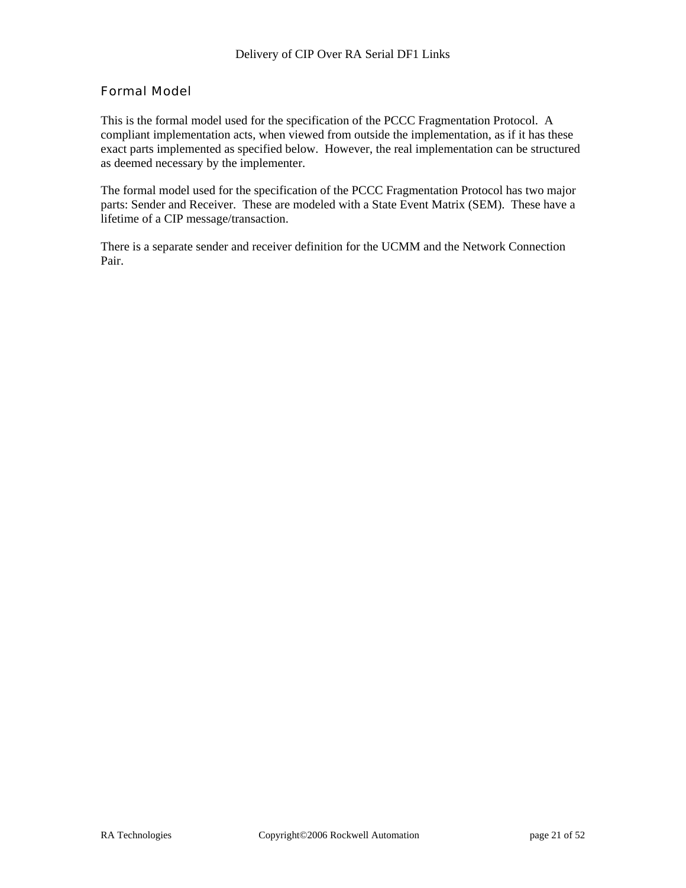## Formal Model

This is the formal model used for the specification of the PCCC Fragmentation Protocol. A compliant implementation acts, when viewed from outside the implementation, as if it has these exact parts implemented as specified below. However, the real implementation can be structured as deemed necessary by the implementer.

The formal model used for the specification of the PCCC Fragmentation Protocol has two major parts: Sender and Receiver. These are modeled with a State Event Matrix (SEM). These have a lifetime of a CIP message/transaction.

There is a separate sender and receiver definition for the UCMM and the Network Connection Pair.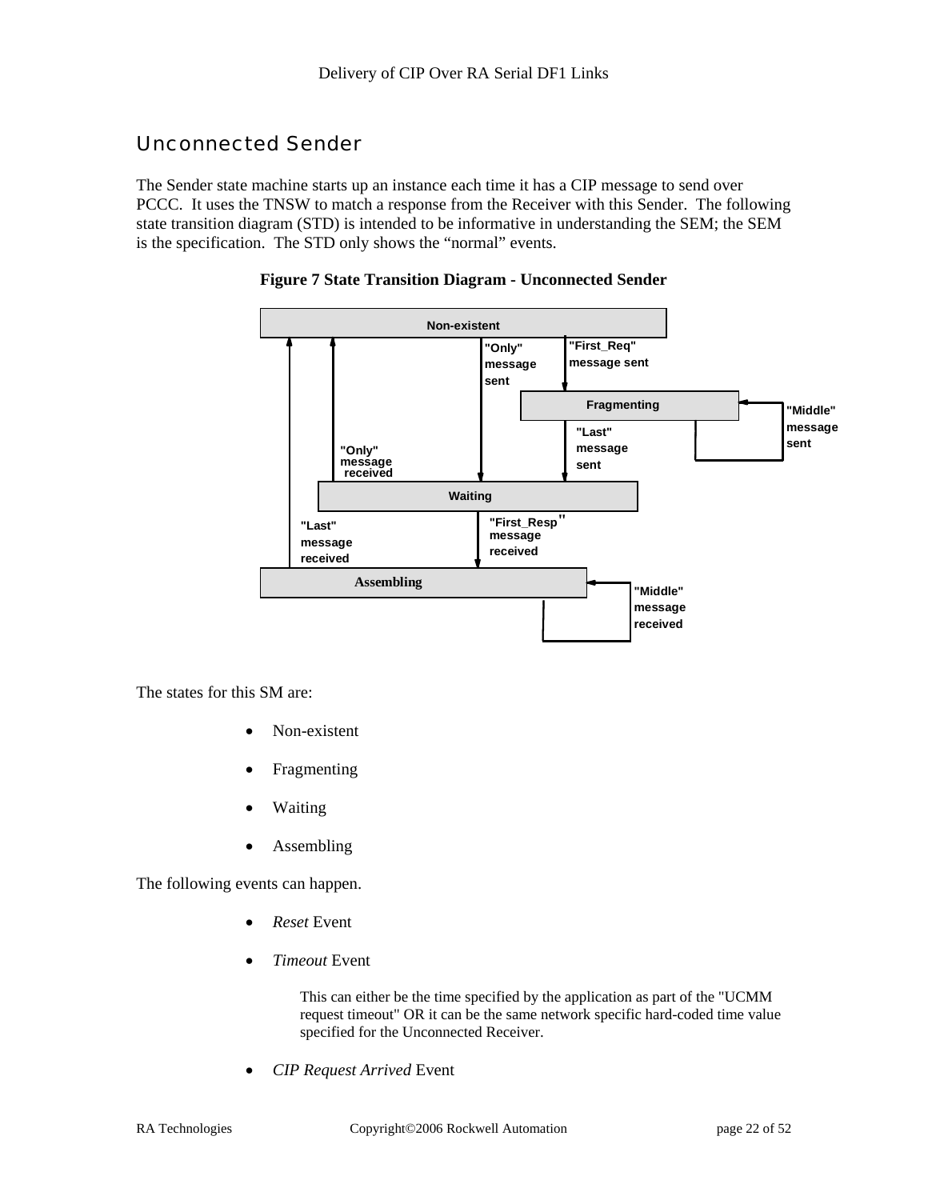## Unconnected Sender

The Sender state machine starts up an instance each time it has a CIP message to send over PCCC. It uses the TNSW to match a response from the Receiver with this Sender. The following state transition diagram (STD) is intended to be informative in understanding the SEM; the SEM is the specification. The STD only shows the "normal" events.

**Figure 7 State Transition Diagram - Unconnected Sender**

Non-existent

"Only" message sent

"First_Req" message sent

Fragmenting

"Middle" message sent

"Last" message sent

"Only" message received

Waiting

"Last" message received

"First_Resp" message received

Assembling

"Middle" message received

The states for this SM are:

- Non-existent
- Fragmenting
- Waiting
- Assembling

The following events can happen.

- *Reset* Event
- *Timeout* Event

  This can either be the time specified by the application as part of the "UCMM request timeout" OR it can be the same network specific hard-coded time value specified for the Unconnected Receiver.

- *CIP Request Arrived* Event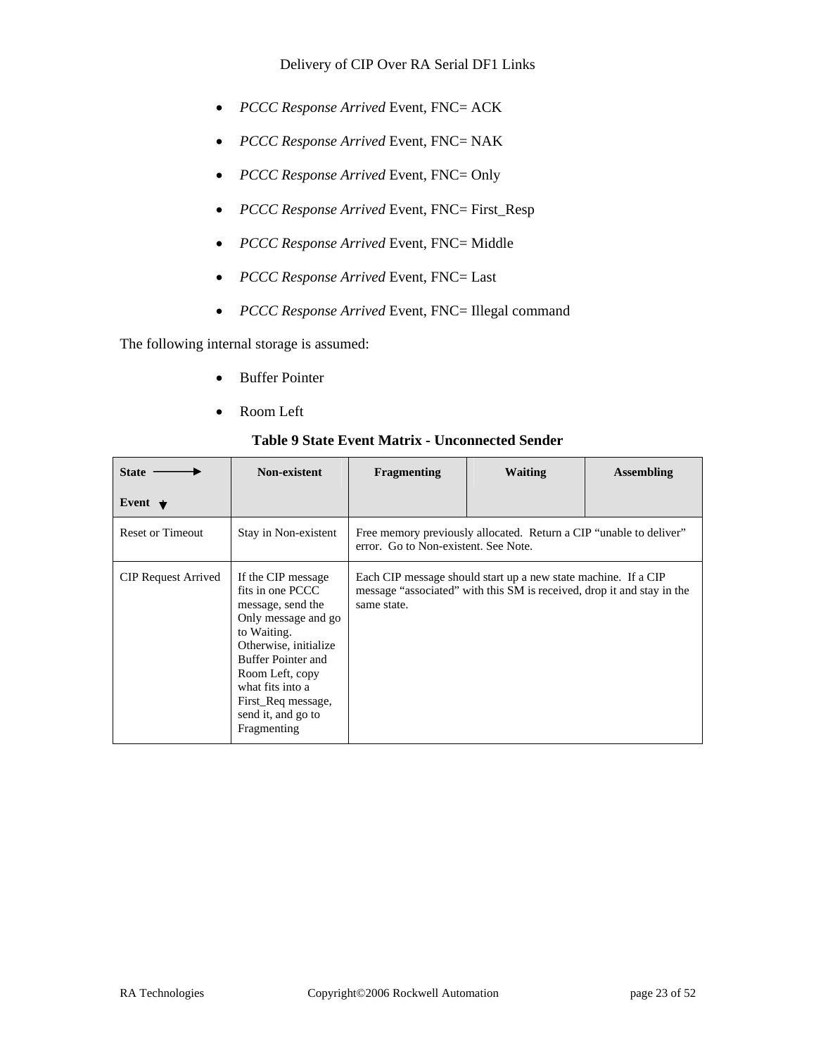- *PCCC Response Arrived* Event, FNC= ACK
- *PCCC Response Arrived* Event, FNC= NAK
- *PCCC Response Arrived* Event, FNC= Only
- *PCCC Response Arrived* Event, FNC= First_Resp
- *PCCC Response Arrived* Event, FNC= Middle
- *PCCC Response Arrived* Event, FNC= Last
- *PCCC Response Arrived* Event, FNC= Illegal command

The following internal storage is assumed:

- Buffer Pointer
- Room Left

**Table 9 State Event Matrix - Unconnected Sender**

| **State →**<br><br>**Event ↓** | **Non-existent** | **Fragmenting** | **Waiting** | **Assembling** |
|---|---|---|---|---|
| Reset or Timeout | Stay in Non-existent | Free memory previously allocated. Return a CIP "unable to deliver" error. Go to Non-existent. See Note. | | |
| CIP Request Arrived | If the CIP message fits in one PCCC message, send the Only message and go to Waiting. Otherwise, initialize Buffer Pointer and Room Left, copy what fits into a First_Req message, send it, and go to Fragmenting | Each CIP message should start up a new state machine. If a CIP message "associated" with this SM is received, drop it and stay in the same state. | | |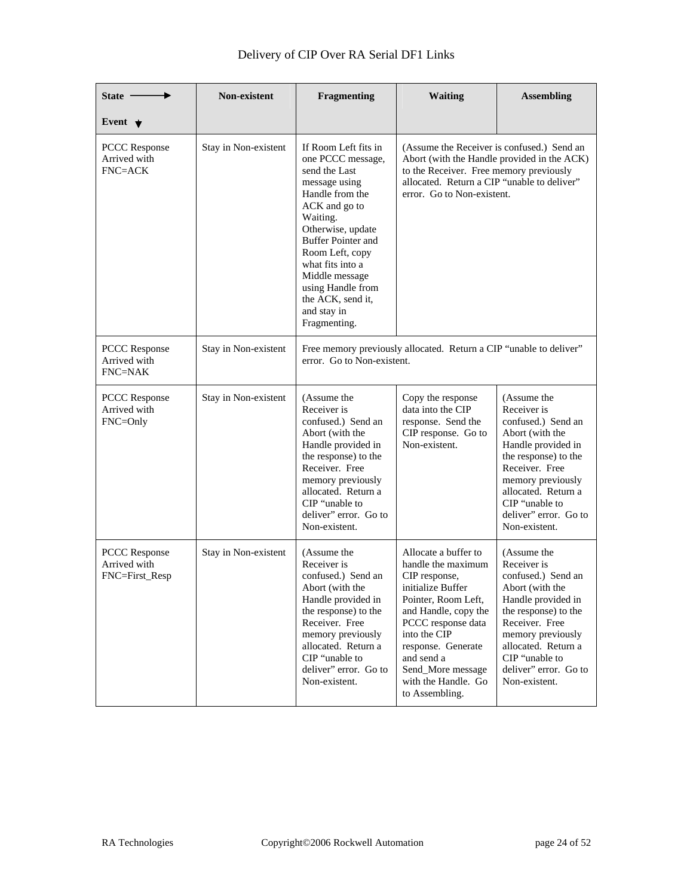| State → / Event ↓ | Non-existent | Fragmenting | Waiting | Assembling |
|---|---|---|---|---|
| PCCC Response Arrived with FNC=ACK | Stay in Non-existent | If Room Left fits in one PCCC message, send the Last message using Handle from the ACK and go to Waiting. Otherwise, update Buffer Pointer and Room Left, copy what fits into a Middle message using Handle from the ACK, send it, and stay in Fragmenting. | (Assume the Receiver is confused.) Send an Abort (with the Handle provided in the ACK) to the Receiver. Free memory previously allocated. Return a CIP "unable to deliver" error. Go to Non-existent. | |
| PCCC Response Arrived with FNC=NAK | Stay in Non-existent | Free memory previously allocated. Return a CIP "unable to deliver" error. Go to Non-existent. | | |
| PCCC Response Arrived with FNC=Only | Stay in Non-existent | (Assume the Receiver is confused.) Send an Abort (with the Handle provided in the response) to the Receiver. Free memory previously allocated. Return a CIP "unable to deliver" error. Go to Non-existent. | Copy the response data into the CIP response. Send the CIP response. Go to Non-existent. | (Assume the Receiver is confused.) Send an Abort (with the Handle provided in the response) to the Receiver. Free memory previously allocated. Return a CIP "unable to deliver" error. Go to Non-existent. |
| PCCC Response Arrived with FNC=First_Resp | Stay in Non-existent | (Assume the Receiver is confused.) Send an Abort (with the Handle provided in the response) to the Receiver. Free memory previously allocated. Return a CIP "unable to deliver" error. Go to Non-existent. | Allocate a buffer to handle the maximum CIP response, initialize Buffer Pointer, Room Left, and Handle, copy the PCCC response data into the CIP response. Generate and send a Send_More message with the Handle. Go to Assembling. | (Assume the Receiver is confused.) Send an Abort (with the Handle provided in the response) to the Receiver. Free memory previously allocated. Return a CIP "unable to deliver" error. Go to Non-existent. |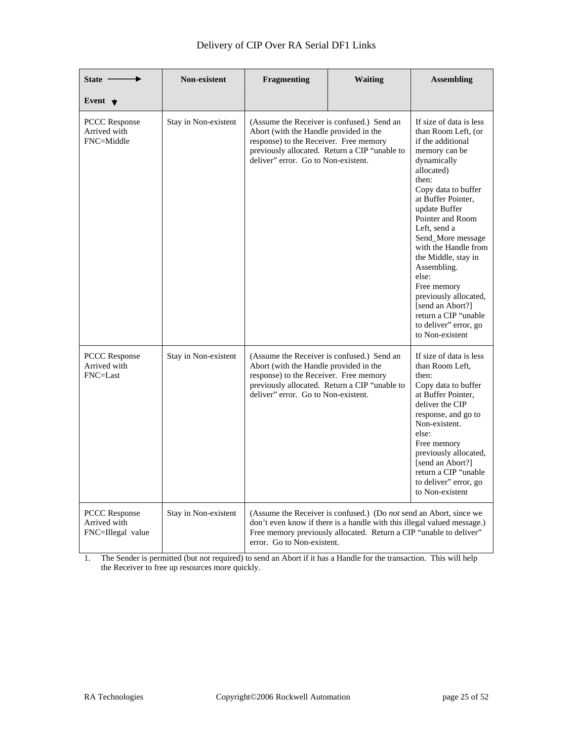| State → <br> Event ↓ | Non-existent | Fragmenting | Waiting | Assembling |
|---|---|---|---|---|
| PCCC Response Arrived with FNC=Middle | Stay in Non-existent | (Assume the Receiver is confused.) Send an Abort (with the Handle provided in the response) to the Receiver. Free memory previously allocated. Return a CIP "unable to deliver" error. Go to Non-existent. | | If size of data is less than Room Left, (or if the additional memory can be dynamically allocated) then: Copy data to buffer at Buffer Pointer, update Buffer Pointer and Room Left, send a Send_More message with the Handle from the Middle, stay in Assembling. else: Free memory previously allocated, [send an Abort?] return a CIP "unable to deliver" error, go to Non-existent |
| PCCC Response Arrived with FNC=Last | Stay in Non-existent | (Assume the Receiver is confused.) Send an Abort (with the Handle provided in the response) to the Receiver. Free memory previously allocated. Return a CIP "unable to deliver" error. Go to Non-existent. | | If size of data is less than Room Left, then: Copy data to buffer at Buffer Pointer, deliver the CIP response, and go to Non-existent. else: Free memory previously allocated, [send an Abort?] return a CIP "unable to deliver" error, go to Non-existent |
| PCCC Response Arrived with FNC=Illegal value | Stay in Non-existent | (Assume the Receiver is confused.) (Do *not* send an Abort, since we don't even know if there is a handle with this illegal valued message.) Free memory previously allocated. Return a CIP "unable to deliver" error. Go to Non-existent. | | |

1. The Sender is permitted (but not required) to send an Abort if it has a Handle for the transaction. This will help the Receiver to free up resources more quickly.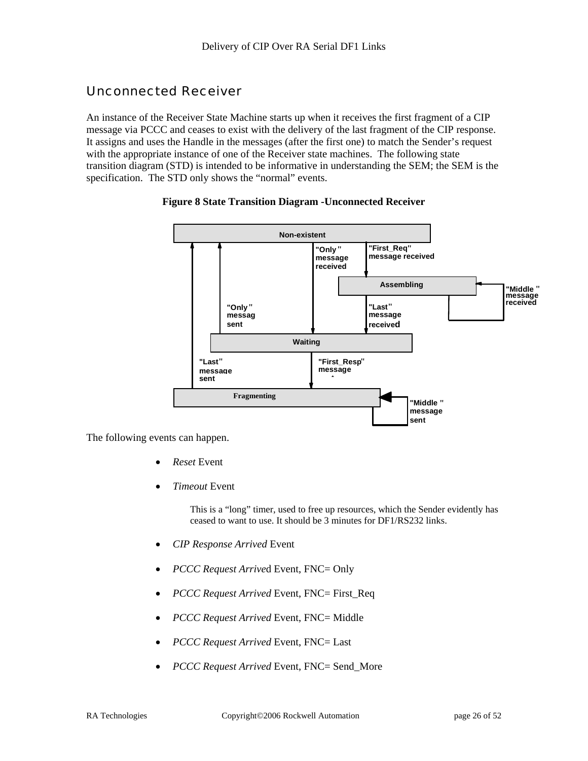## Unconnected Receiver

An instance of the Receiver State Machine starts up when it receives the first fragment of a CIP message via PCCC and ceases to exist with the delivery of the last fragment of the CIP response. It assigns and uses the Handle in the messages (after the first one) to match the Sender's request with the appropriate instance of one of the Receiver state machines. The following state transition diagram (STD) is intended to be informative in understanding the SEM; the SEM is the specification. The STD only shows the "normal" events.

**Figure 8 State Transition Diagram -Unconnected Receiver**

The following events can happen.

- *Reset* Event
- *Timeout* Event

  This is a "long" timer, used to free up resources, which the Sender evidently has ceased to want to use. It should be 3 minutes for DF1/RS232 links.

- *CIP Response Arrived* Event
- *PCCC Request Arrive*d Event, FNC= Only
- *PCCC Request Arrived* Event, FNC= First_Req
- *PCCC Request Arrived* Event, FNC= Middle
- *PCCC Request Arrived* Event, FNC= Last
- *PCCC Request Arrived* Event, FNC= Send_More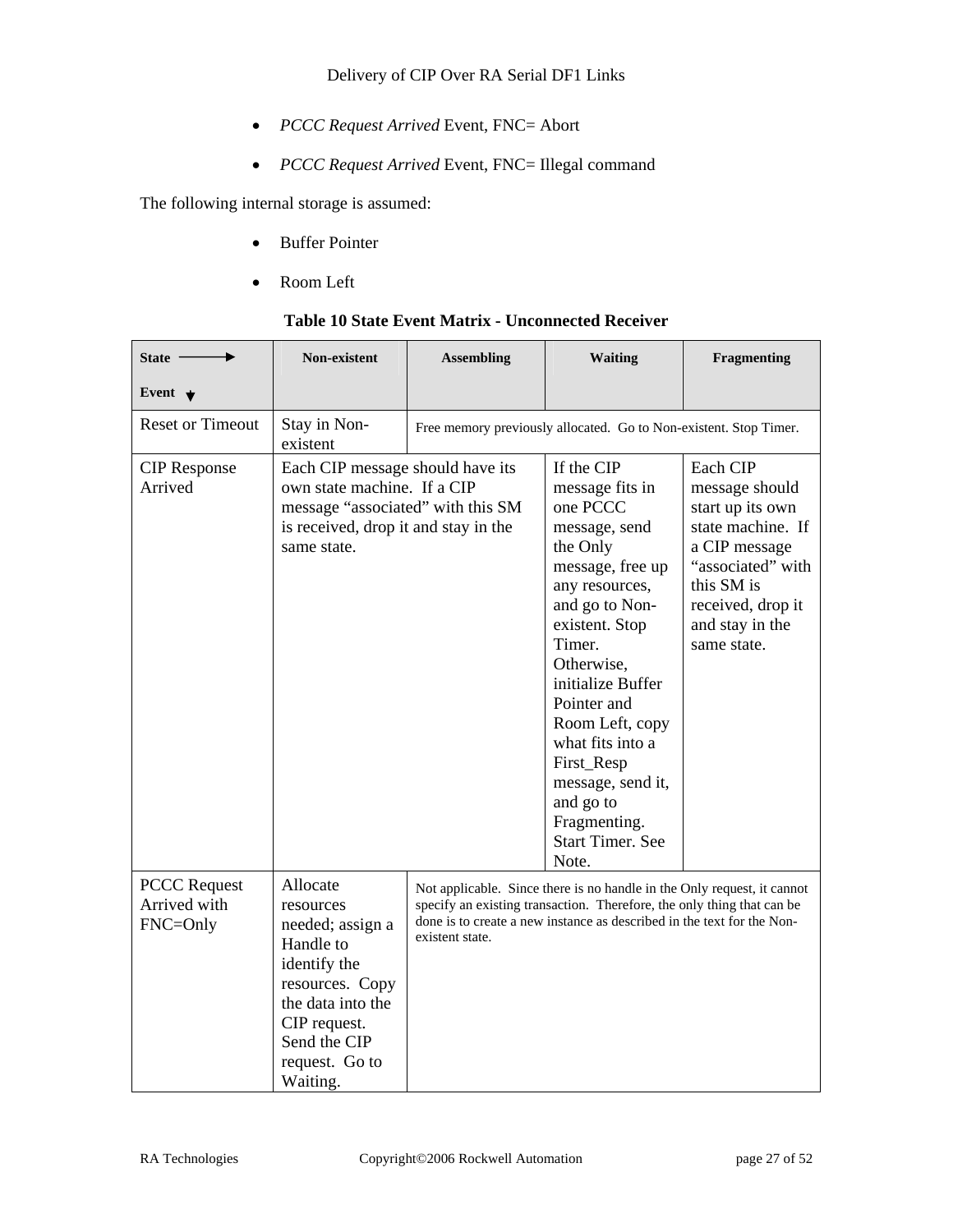- *PCCC Request Arrived* Event, FNC= Abort
- *PCCC Request Arrived* Event, FNC= Illegal command

The following internal storage is assumed:

- Buffer Pointer
- Room Left

**Table 10 State Event Matrix - Unconnected Receiver**

| State → / Event ↓ | Non-existent | Assembling | Waiting | Fragmenting |
|---|---|---|---|---|
| Reset or Timeout | Stay in Non-existent | Free memory previously allocated. Go to Non-existent. Stop Timer. | | |
| CIP Response Arrived | Each CIP message should have its own state machine. If a CIP message "associated" with this SM is received, drop it and stay in the same state. | | If the CIP message fits in one PCCC message, send the Only message, free up any resources, and go to Non-existent. Stop Timer. Otherwise, initialize Buffer Pointer and Room Left, copy what fits into a First_Resp message, send it, and go to Fragmenting. Start Timer. See Note. | Each CIP message should start up its own state machine. If a CIP message "associated" with this SM is received, drop it and stay in the same state. |
| PCCC Request Arrived with FNC=Only | Allocate resources needed; assign a Handle to identify the resources. Copy the data into the CIP request. Send the CIP request. Go to Waiting. | Not applicable. Since there is no handle in the Only request, it cannot specify an existing transaction. Therefore, the only thing that can be done is to create a new instance as described in the text for the Non-existent state. | | |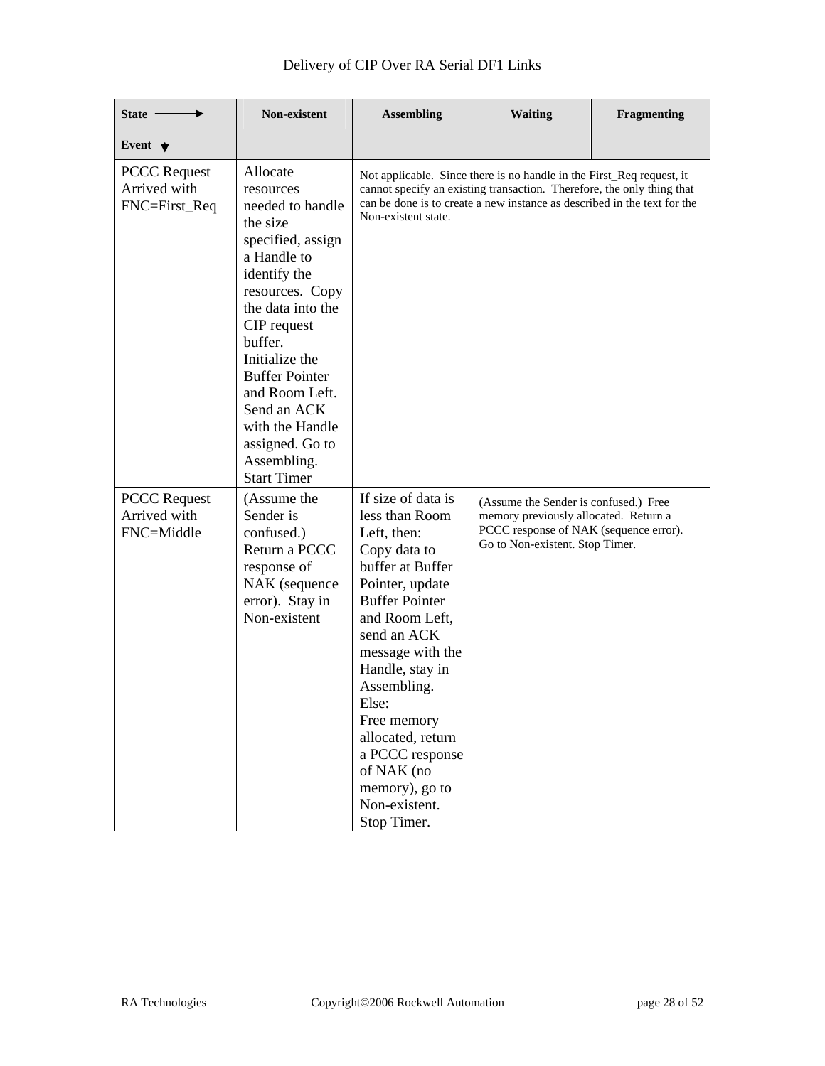| State → / Event ↓ | Non-existent | Assembling | Waiting | Fragmenting |
|---|---|---|---|---|
| PCCC Request Arrived with FNC=First_Req | Allocate resources needed to handle the size specified, assign a Handle to identify the resources. Copy the data into the CIP request buffer. Initialize the Buffer Pointer and Room Left. Send an ACK with the Handle assigned. Go to Assembling. Start Timer | Not applicable. Since there is no handle in the First_Req request, it cannot specify an existing transaction. Therefore, the only thing that can be done is to create a new instance as described in the text for the Non-existent state. | | |
| PCCC Request Arrived with FNC=Middle | (Assume the Sender is confused.) Return a PCCC response of NAK (sequence error). Stay in Non-existent | If size of data is less than Room Left, then: Copy data to buffer at Buffer Pointer, update Buffer Pointer and Room Left, send an ACK message with the Handle, stay in Assembling. Else: Free memory allocated, return a PCCC response of NAK (no memory), go to Non-existent. Stop Timer. | (Assume the Sender is confused.) Free memory previously allocated. Return a PCCC response of NAK (sequence error). Go to Non-existent. Stop Timer. | |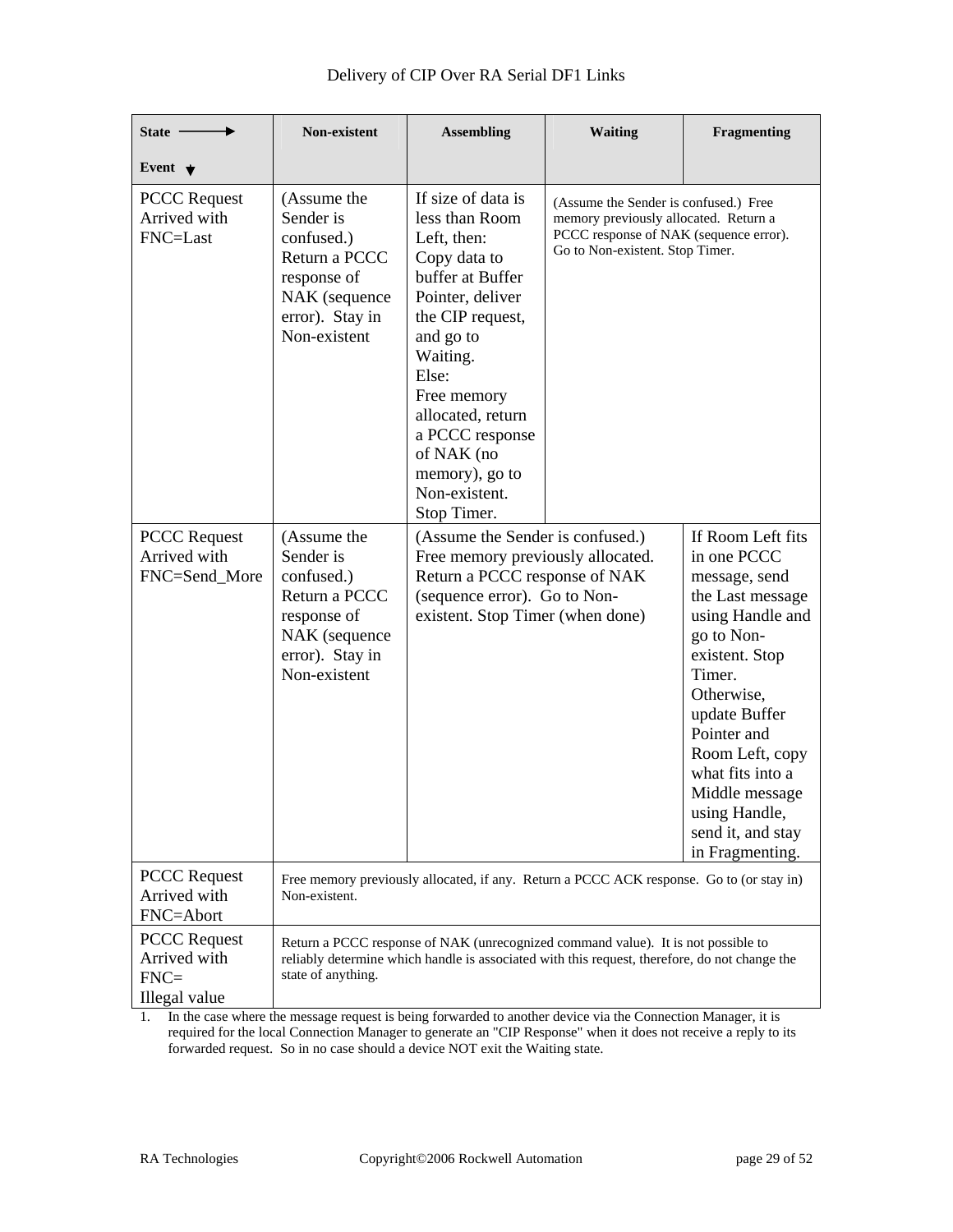| State → / Event ↓ | Non-existent | Assembling | Waiting | Fragmenting |
|---|---|---|---|---|
| PCCC Request Arrived with FNC=Last | (Assume the Sender is confused.) Return a PCCC response of NAK (sequence error). Stay in Non-existent | If size of data is less than Room Left, then: Copy data to buffer at Buffer Pointer, deliver the CIP request, and go to Waiting. Else: Free memory allocated, return a PCCC response of NAK (no memory), go to Non-existent. Stop Timer. | (Assume the Sender is confused.) Free memory previously allocated. Return a PCCC response of NAK (sequence error). Go to Non-existent. Stop Timer. | |
| PCCC Request Arrived with FNC=Send_More | (Assume the Sender is confused.) Return a PCCC response of NAK (sequence error). Stay in Non-existent | (Assume the Sender is confused.) Free memory previously allocated. Return a PCCC response of NAK (sequence error). Go to Non-existent. Stop Timer (when done) | | If Room Left fits in one PCCC message, send the Last message using Handle and go to Non-existent. Stop Timer. Otherwise, update Buffer Pointer and Room Left, copy what fits into a Middle message using Handle, send it, and stay in Fragmenting. |
| PCCC Request Arrived with FNC=Abort | Free memory previously allocated, if any. Return a PCCC ACK response. Go to (or stay in) Non-existent. | | | |
| PCCC Request Arrived with FNC= Illegal value | Return a PCCC response of NAK (unrecognized command value). It is not possible to reliably determine which handle is associated with this request, therefore, do not change the state of anything. | | | |

1. In the case where the message request is being forwarded to another device via the Connection Manager, it is required for the local Connection Manager to generate an "CIP Response" when it does not receive a reply to its forwarded request. So in no case should a device NOT exit the Waiting state.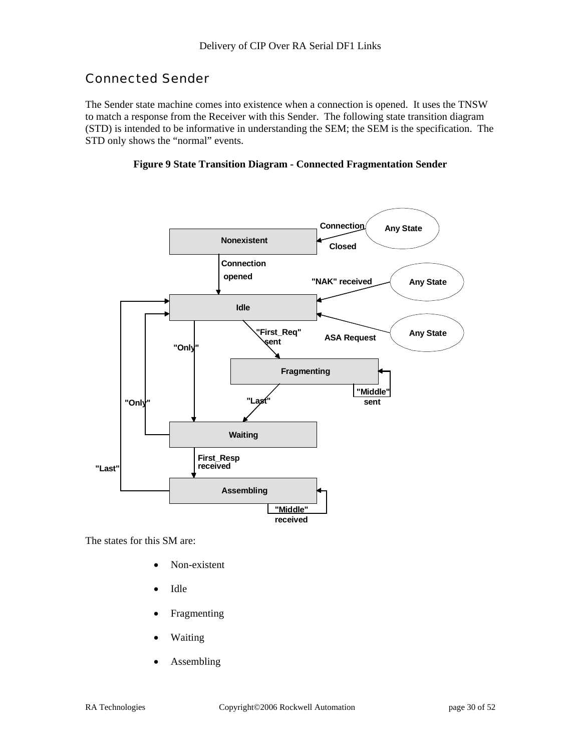## Connected Sender

The Sender state machine comes into existence when a connection is opened. It uses the TNSW to match a response from the Receiver with this Sender. The following state transition diagram (STD) is intended to be informative in understanding the SEM; the SEM is the specification. The STD only shows the "normal" events.

**Figure 9 State Transition Diagram - Connected Fragmentation Sender**

The states for this SM are:

- Non-existent
- Idle
- Fragmenting
- Waiting
- Assembling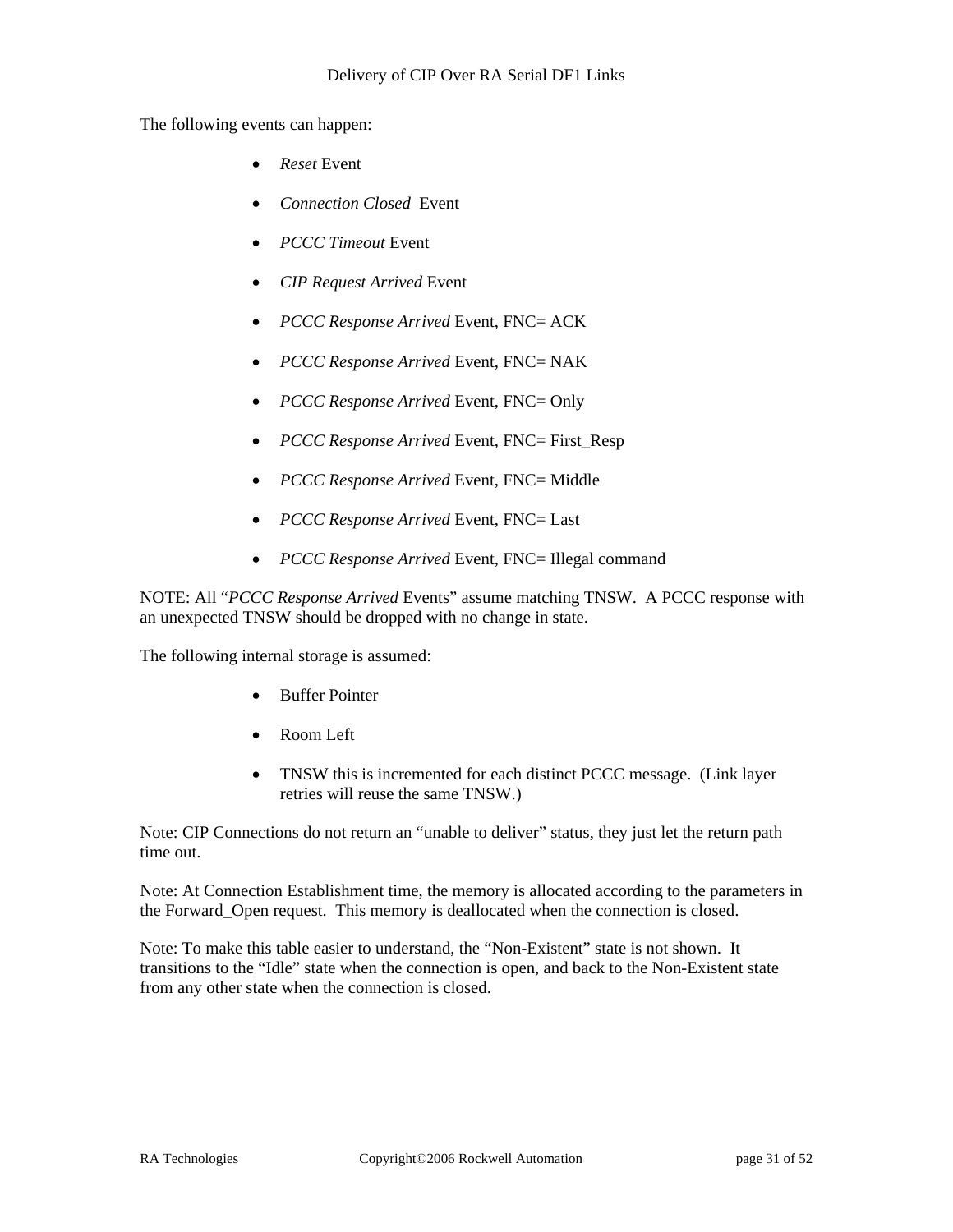The following events can happen:

- *Reset* Event
- *Connection Closed* Event
- *PCCC Timeout* Event
- *CIP Request Arrived* Event
- *PCCC Response Arrived* Event, FNC= ACK
- *PCCC Response Arrived* Event, FNC= NAK
- *PCCC Response Arrived* Event, FNC= Only
- *PCCC Response Arrived* Event, FNC= First_Resp
- *PCCC Response Arrived* Event, FNC= Middle
- *PCCC Response Arrived* Event, FNC= Last
- *PCCC Response Arrived* Event, FNC= Illegal command

NOTE: All "*PCCC Response Arrived* Events" assume matching TNSW. A PCCC response with an unexpected TNSW should be dropped with no change in state.

The following internal storage is assumed:

- Buffer Pointer
- Room Left
- TNSW this is incremented for each distinct PCCC message. (Link layer retries will reuse the same TNSW.)

Note: CIP Connections do not return an "unable to deliver" status, they just let the return path time out.

Note: At Connection Establishment time, the memory is allocated according to the parameters in the Forward_Open request. This memory is deallocated when the connection is closed.

Note: To make this table easier to understand, the "Non-Existent" state is not shown. It transitions to the "Idle" state when the connection is open, and back to the Non-Existent state from any other state when the connection is closed.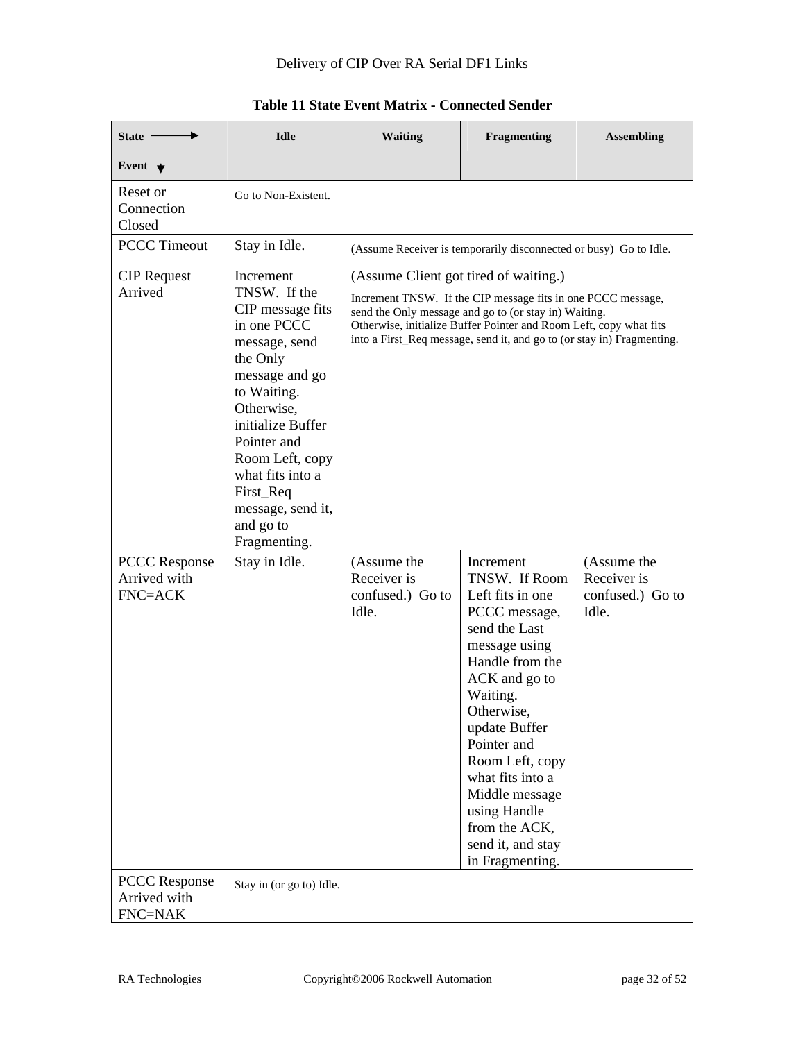**Table 11 State Event Matrix - Connected Sender**

| State → / Event ↓ | Idle | Waiting | Fragmenting | Assembling |
|---|---|---|---|---|
| Reset or Connection Closed | Go to Non-Existent. | | | |
| PCCC Timeout | Stay in Idle. | (Assume Receiver is temporarily disconnected or busy) Go to Idle. | | |
| CIP Request Arrived | Increment TNSW. If the CIP message fits in one PCCC message, send the Only message and go to Waiting. Otherwise, initialize Buffer Pointer and Room Left, copy what fits into a First_Req message, send it, and go to Fragmenting. | (Assume Client got tired of waiting.) Increment TNSW. If the CIP message fits in one PCCC message, send the Only message and go to (or stay in) Waiting. Otherwise, initialize Buffer Pointer and Room Left, copy what fits into a First_Req message, send it, and go to (or stay in) Fragmenting. | | |
| PCCC Response Arrived with FNC=ACK | Stay in Idle. | (Assume the Receiver is confused.) Go to Idle. | Increment TNSW. If Room Left fits in one PCCC message, send the Last message using Handle from the ACK and go to Waiting. Otherwise, update Buffer Pointer and Room Left, copy what fits into a Middle message using Handle from the ACK, send it, and stay in Fragmenting. | (Assume the Receiver is confused.) Go to Idle. |
| PCCC Response Arrived with FNC=NAK | Stay in (or go to) Idle. | | | |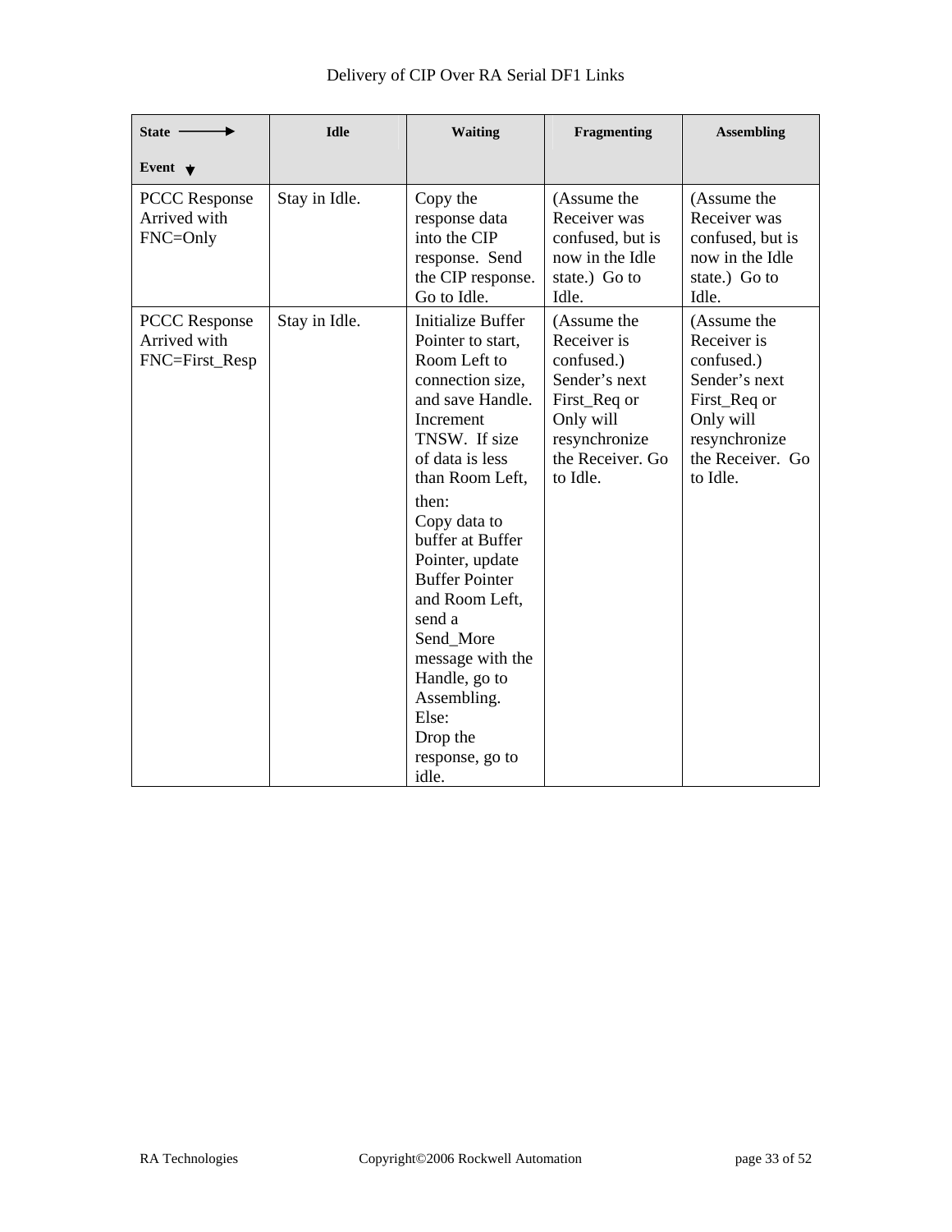| State → Event ↓ | Idle | Waiting | Fragmenting | Assembling |
|---|---|---|---|---|
| PCCC Response Arrived with FNC=Only | Stay in Idle. | Copy the response data into the CIP response. Send the CIP response. Go to Idle. | (Assume the Receiver was confused, but is now in the Idle state.) Go to Idle. | (Assume the Receiver was confused, but is now in the Idle state.) Go to Idle. |
| PCCC Response Arrived with FNC=First_Resp | Stay in Idle. | Initialize Buffer Pointer to start, Room Left to connection size, and save Handle. Increment TNSW. If size of data is less than Room Left, then: Copy data to buffer at Buffer Pointer, update Buffer Pointer and Room Left, send a Send_More message with the Handle, go to Assembling. Else: Drop the response, go to idle. | (Assume the Receiver is confused.) Sender's next First_Req or Only will resynchronize the Receiver. Go to Idle. | (Assume the Receiver is confused.) Sender's next First_Req or Only will resynchronize the Receiver. Go to Idle. |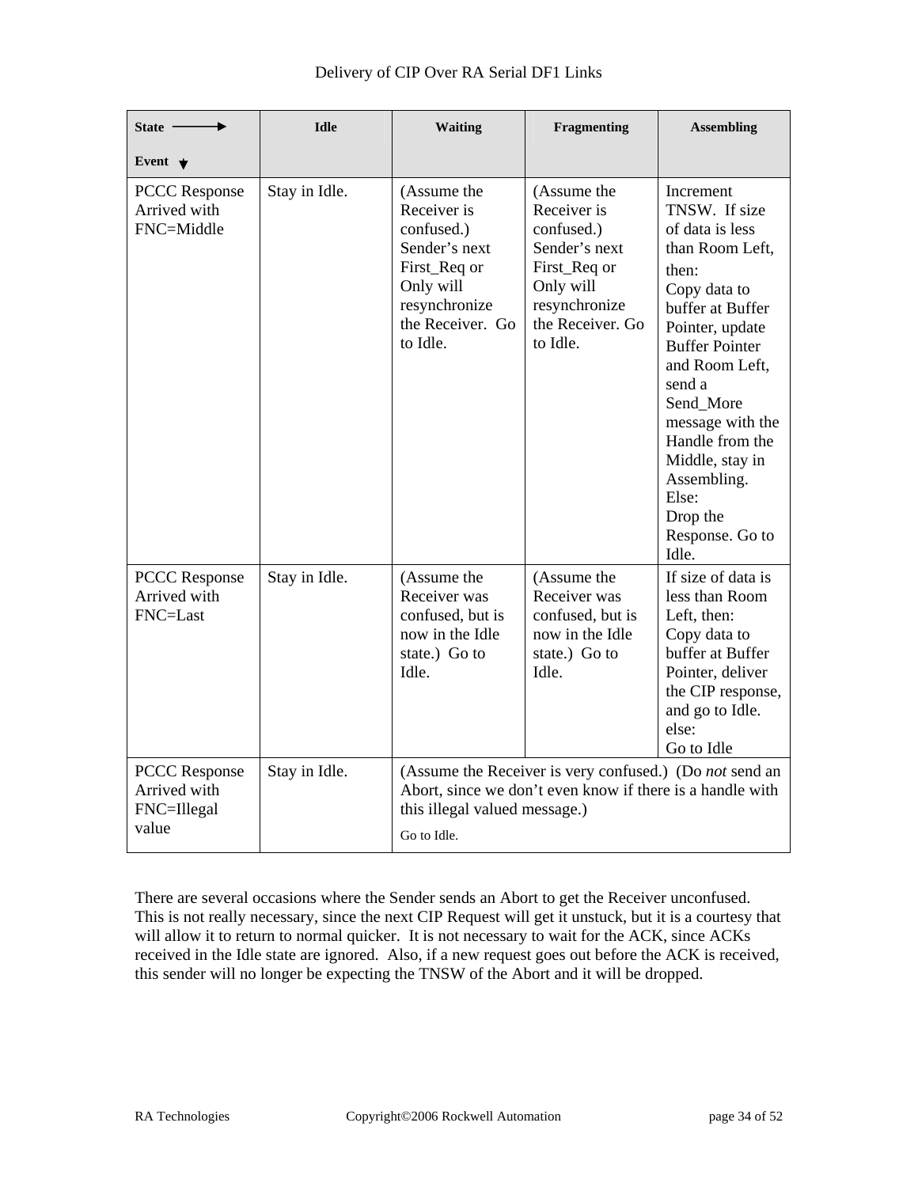| State → / Event ↓ | Idle | Waiting | Fragmenting | Assembling |
|---|---|---|---|---|
| PCCC Response Arrived with FNC=Middle | Stay in Idle. | (Assume the Receiver is confused.) Sender's next First_Req or Only will resynchronize the Receiver. Go to Idle. | (Assume the Receiver is confused.) Sender's next First_Req or Only will resynchronize the Receiver. Go to Idle. | Increment TNSW. If size of data is less than Room Left, then: Copy data to buffer at Buffer Pointer, update Buffer Pointer and Room Left, send a Send_More message with the Handle from the Middle, stay in Assembling. Else: Drop the Response. Go to Idle. |
| PCCC Response Arrived with FNC=Last | Stay in Idle. | (Assume the Receiver was confused, but is now in the Idle state.) Go to Idle. | (Assume the Receiver was confused, but is now in the Idle state.) Go to Idle. | If size of data is less than Room Left, then: Copy data to buffer at Buffer Pointer, deliver the CIP response, and go to Idle. else: Go to Idle |
| PCCC Response Arrived with FNC=Illegal value | Stay in Idle. | (Assume the Receiver is very confused.) (Do *not* send an Abort, since we don't even know if there is a handle with this illegal valued message.) Go to Idle. | | |

There are several occasions where the Sender sends an Abort to get the Receiver unconfused. This is not really necessary, since the next CIP Request will get it unstuck, but it is a courtesy that will allow it to return to normal quicker. It is not necessary to wait for the ACK, since ACKs received in the Idle state are ignored. Also, if a new request goes out before the ACK is received, this sender will no longer be expecting the TNSW of the Abort and it will be dropped.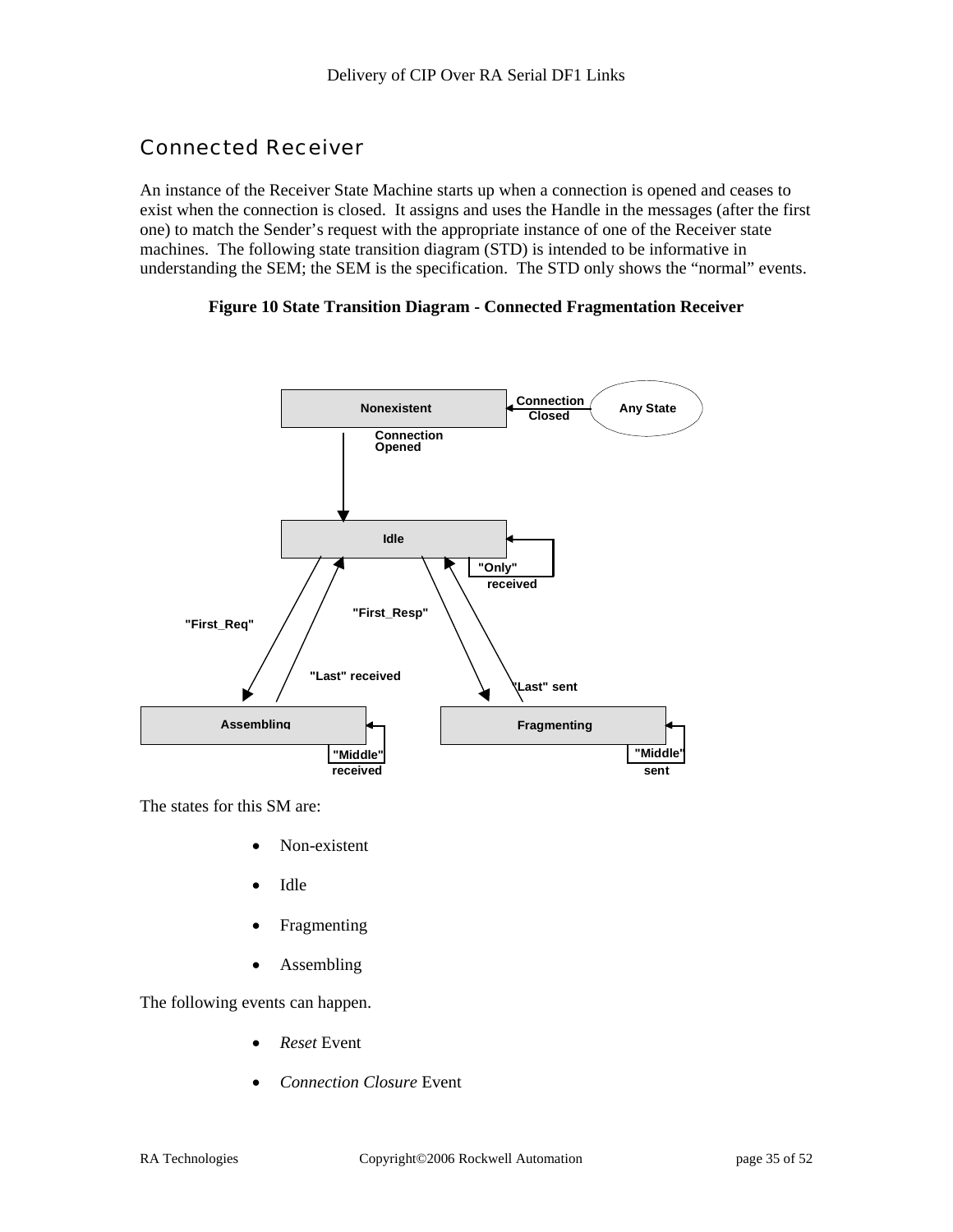## Connected Receiver

An instance of the Receiver State Machine starts up when a connection is opened and ceases to exist when the connection is closed. It assigns and uses the Handle in the messages (after the first one) to match the Sender's request with the appropriate instance of one of the Receiver state machines. The following state transition diagram (STD) is intended to be informative in understanding the SEM; the SEM is the specification. The STD only shows the "normal" events.

**Figure 10 State Transition Diagram - Connected Fragmentation Receiver**

The states for this SM are:

- Non-existent
- Idle
- Fragmenting
- Assembling

The following events can happen.

- *Reset* Event
- *Connection Closure* Event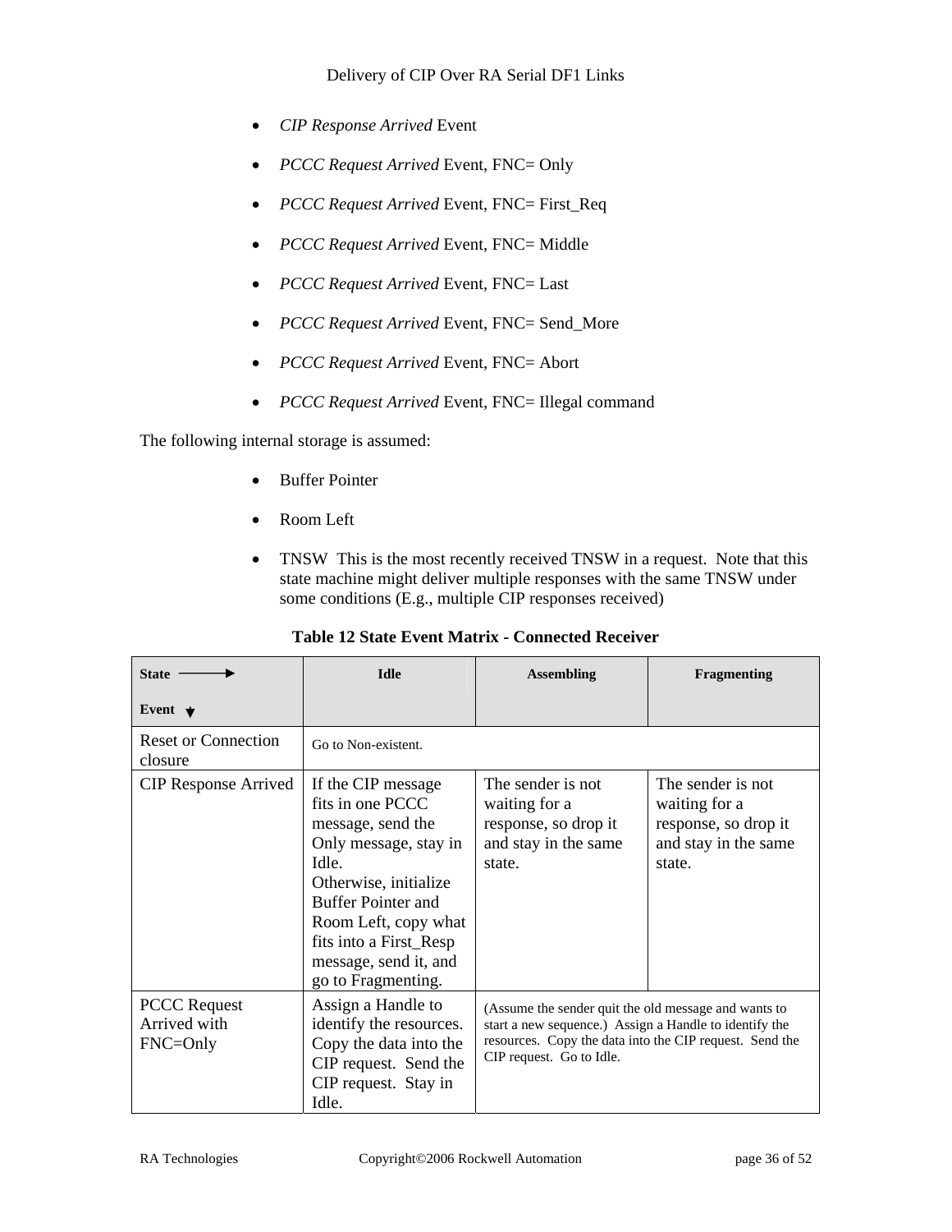- *CIP Response Arrived* Event
- *PCCC Request Arrived* Event, FNC= Only
- *PCCC Request Arrived* Event, FNC= First_Req
- *PCCC Request Arrived* Event, FNC= Middle
- *PCCC Request Arrived* Event, FNC= Last
- *PCCC Request Arrived* Event, FNC= Send_More
- *PCCC Request Arrived* Event, FNC= Abort
- *PCCC Request Arrived* Event, FNC= Illegal command

The following internal storage is assumed:

- Buffer Pointer
- Room Left
- TNSW This is the most recently received TNSW in a request. Note that this state machine might deliver multiple responses with the same TNSW under some conditions (E.g., multiple CIP responses received)

**Table 12 State Event Matrix - Connected Receiver**

| State → / Event ↓ | Idle | Assembling | Fragmenting |
|---|---|---|---|
| Reset or Connection closure | Go to Non-existent. | | |
| CIP Response Arrived | If the CIP message fits in one PCCC message, send the Only message, stay in Idle.<br>Otherwise, initialize Buffer Pointer and Room Left, copy what fits into a First_Resp message, send it, and go to Fragmenting. | The sender is not waiting for a response, so drop it and stay in the same state. | The sender is not waiting for a response, so drop it and stay in the same state. |
| PCCC Request Arrived with FNC=Only | Assign a Handle to identify the resources. Copy the data into the CIP request. Send the CIP request. Stay in Idle. | (Assume the sender quit the old message and wants to start a new sequence.) Assign a Handle to identify the resources. Copy the data into the CIP request. Send the CIP request. Go to Idle. | |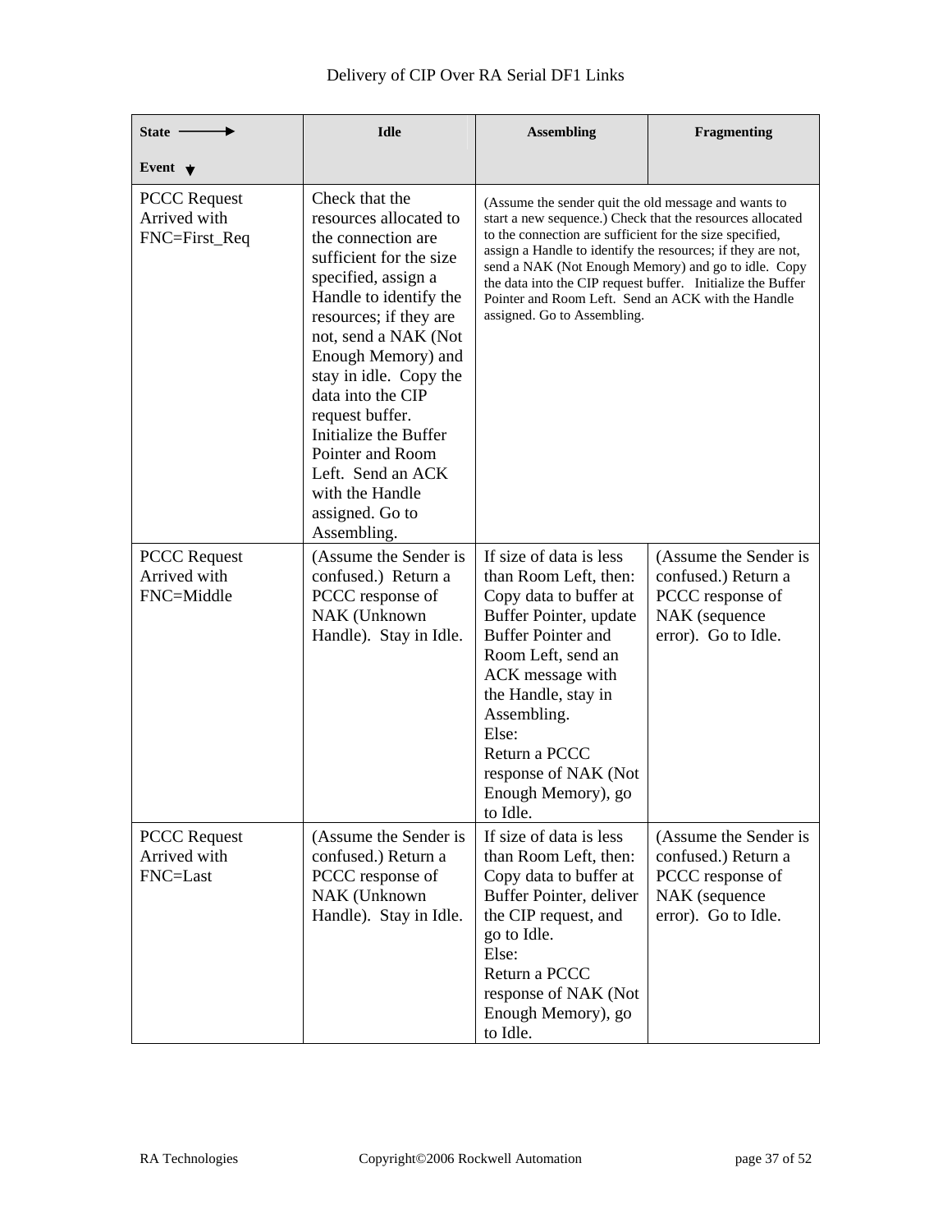| State → / Event ↓ | Idle | Assembling | Fragmenting |
|---|---|---|---|
| PCCC Request Arrived with FNC=First_Req | Check that the resources allocated to the connection are sufficient for the size specified, assign a Handle to identify the resources; if they are not, send a NAK (Not Enough Memory) and stay in idle. Copy the data into the CIP request buffer. Initialize the Buffer Pointer and Room Left. Send an ACK with the Handle assigned. Go to Assembling. | (Assume the sender quit the old message and wants to start a new sequence.) Check that the resources allocated to the connection are sufficient for the size specified, assign a Handle to identify the resources; if they are not, send a NAK (Not Enough Memory) and go to idle. Copy the data into the CIP request buffer. Initialize the Buffer Pointer and Room Left. Send an ACK with the Handle assigned. Go to Assembling. | |
| PCCC Request Arrived with FNC=Middle | (Assume the Sender is confused.) Return a PCCC response of NAK (Unknown Handle). Stay in Idle. | If size of data is less than Room Left, then: Copy data to buffer at Buffer Pointer, update Buffer Pointer and Room Left, send an ACK message with the Handle, stay in Assembling. Else: Return a PCCC response of NAK (Not Enough Memory), go to Idle. | (Assume the Sender is confused.) Return a PCCC response of NAK (sequence error). Go to Idle. |
| PCCC Request Arrived with FNC=Last | (Assume the Sender is confused.) Return a PCCC response of NAK (Unknown Handle). Stay in Idle. | If size of data is less than Room Left, then: Copy data to buffer at Buffer Pointer, deliver the CIP request, and go to Idle. Else: Return a PCCC response of NAK (Not Enough Memory), go to Idle. | (Assume the Sender is confused.) Return a PCCC response of NAK (sequence error). Go to Idle. |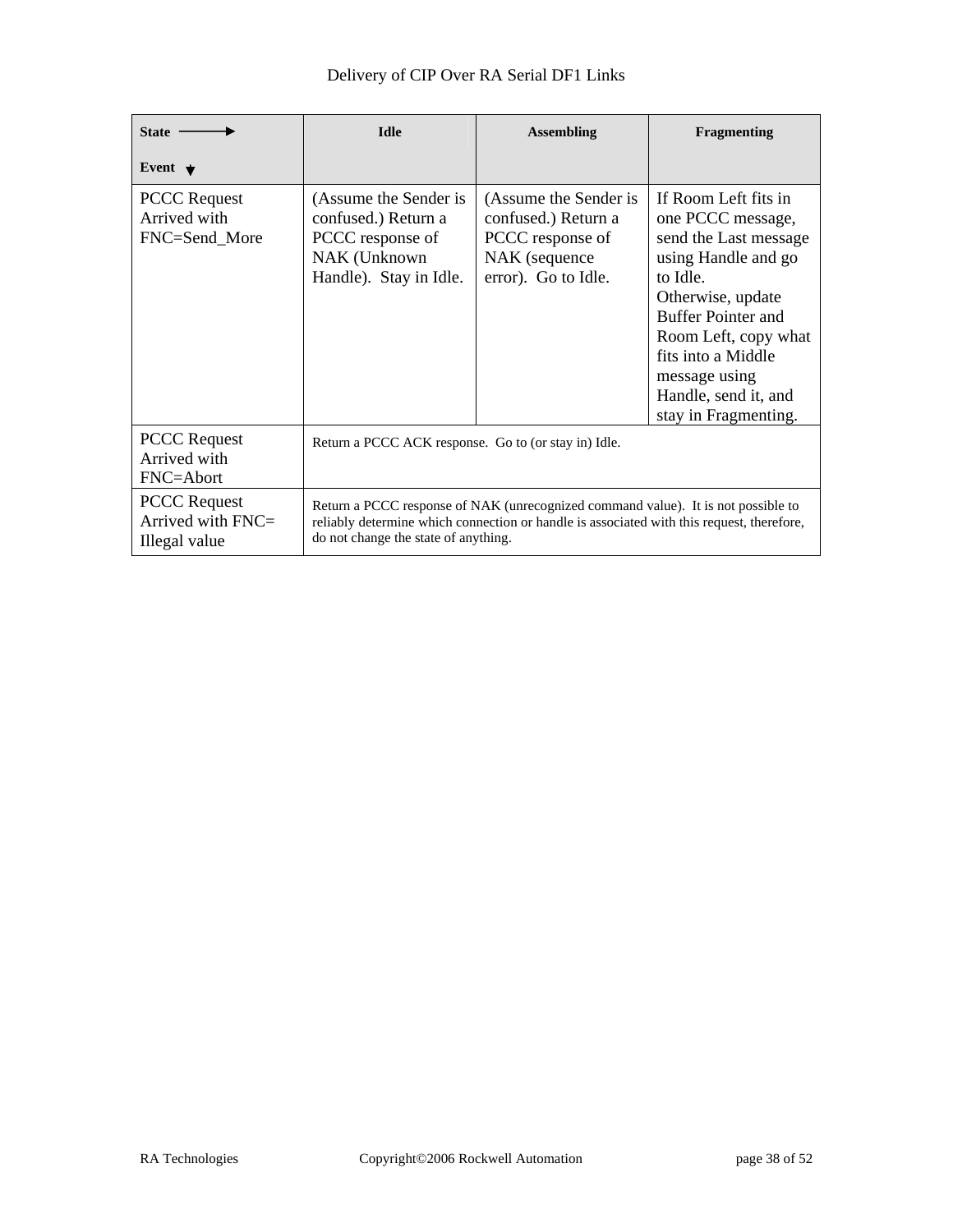| State → <br> Event ↓ | Idle | Assembling | Fragmenting |
| --- | --- | --- | --- |
| PCCC Request Arrived with FNC=Send_More | (Assume the Sender is confused.) Return a PCCC response of NAK (Unknown Handle). Stay in Idle. | (Assume the Sender is confused.) Return a PCCC response of NAK (sequence error). Go to Idle. | If Room Left fits in one PCCC message, send the Last message using Handle and go to Idle. Otherwise, update Buffer Pointer and Room Left, copy what fits into a Middle message using Handle, send it, and stay in Fragmenting. |
| PCCC Request Arrived with FNC=Abort | Return a PCCC ACK response. Go to (or stay in) Idle. | | |
| PCCC Request Arrived with FNC= Illegal value | Return a PCCC response of NAK (unrecognized command value). It is not possible to reliably determine which connection or handle is associated with this request, therefore, do not change the state of anything. | | |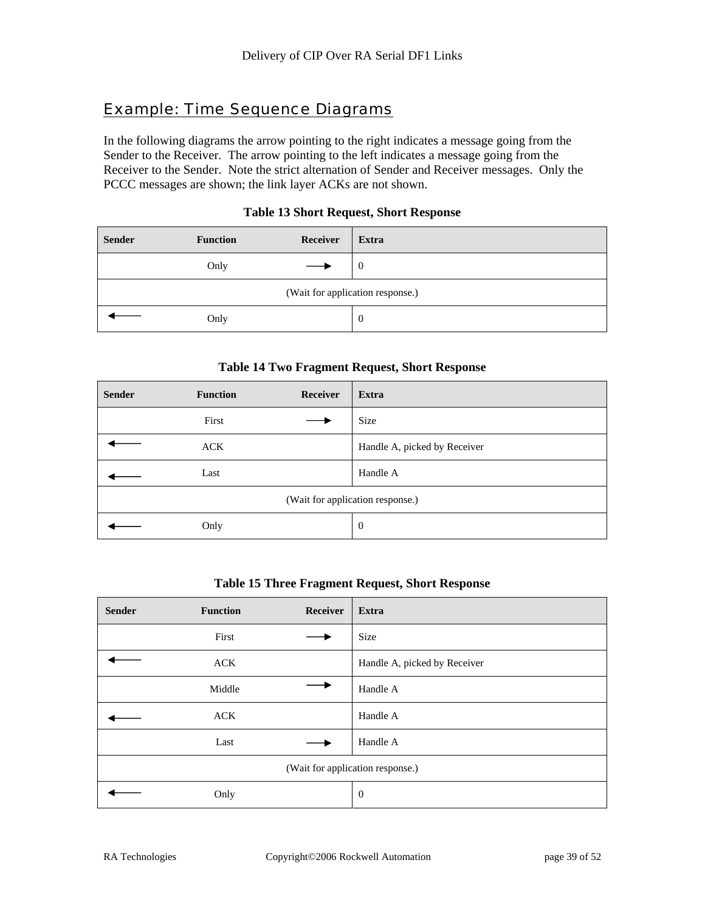## Example: Time Sequence Diagrams

In the following diagrams the arrow pointing to the right indicates a message going from the Sender to the Receiver. The arrow pointing to the left indicates a message going from the Receiver to the Sender. Note the strict alternation of Sender and Receiver messages. Only the PCCC messages are shown; the link layer ACKs are not shown.

**Table 13 Short Request, Short Response**

| Sender | Function | Receiver | Extra |
|---|---|---|---|
| | Only | ⟶ | 0 |
| | (Wait for application response.) | | |
| ⟵ | Only | | 0 |

**Table 14 Two Fragment Request, Short Response**

| Sender | Function | Receiver | Extra |
|---|---|---|---|
| | First | ⟶ | Size |
| ⟵ | ACK | | Handle A, picked by Receiver |
| ⟵ | Last | | Handle A |
| | (Wait for application response.) | | |
| ⟵ | Only | | 0 |

**Table 15 Three Fragment Request, Short Response**

| Sender | Function | Receiver | Extra |
|---|---|---|---|
| | First | ⟶ | Size |
| ⟵ | ACK | | Handle A, picked by Receiver |
| | Middle | ⟶ | Handle A |
| ⟵ | ACK | | Handle A |
| | Last | ⟶ | Handle A |
| | (Wait for application response.) | | |
| ⟵ | Only | | 0 |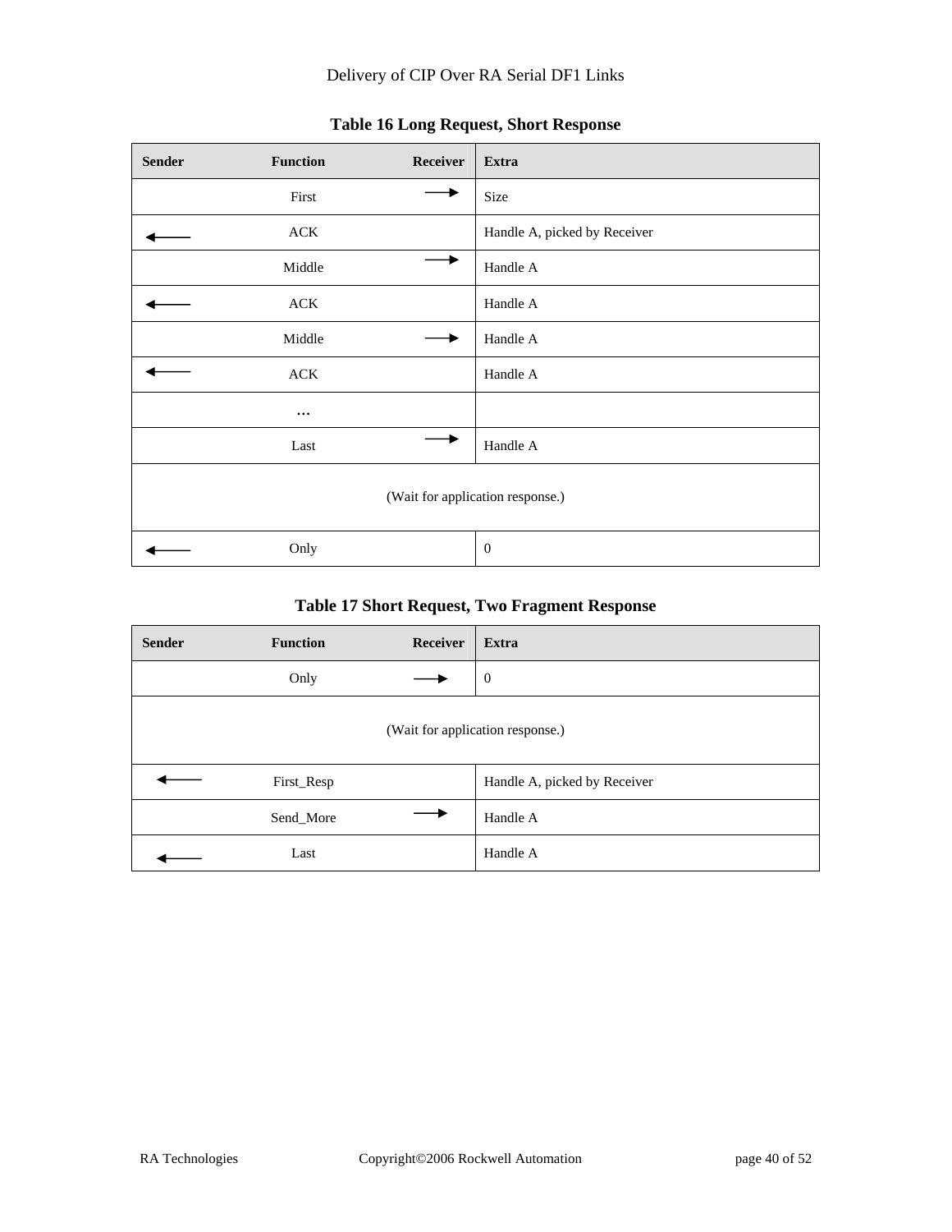### Table 16 Long Request, Short Response

| Sender | Function | Receiver | Extra |
|---|---|---|---|
| | First | → | Size |
| ← | ACK | | Handle A, picked by Receiver |
| | Middle | → | Handle A |
| ← | ACK | | Handle A |
| | Middle | → | Handle A |
| ← | ACK | | Handle A |
| | … | | |
| | Last | → | Handle A |
| (Wait for application response.) | | | |
| ← | Only | | 0 |

### Table 17 Short Request, Two Fragment Response

| Sender | Function | Receiver | Extra |
|---|---|---|---|
| | Only | → | 0 |
| (Wait for application response.) | | | |
| ← | First_Resp | | Handle A, picked by Receiver |
| | Send_More | → | Handle A |
| ← | Last | | Handle A |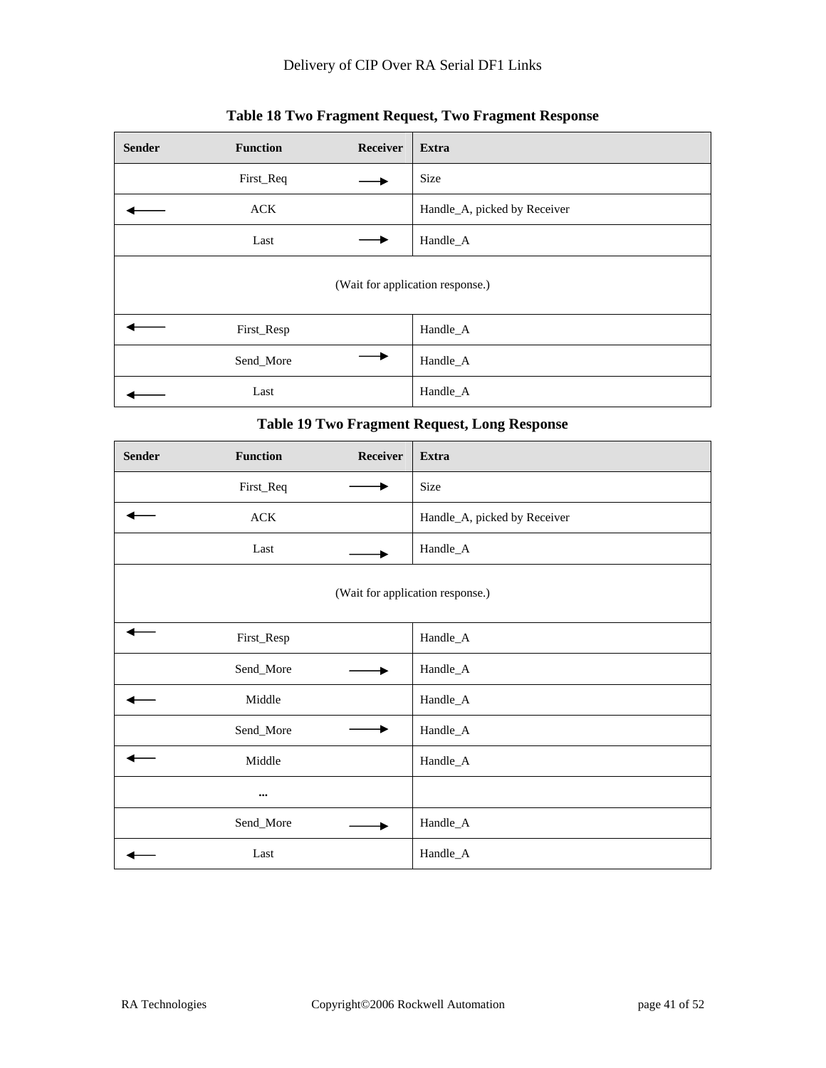**Table 18 Two Fragment Request, Two Fragment Response**

| Sender | Function | Receiver | Extra |
|---|---|---|---|
| | First_Req | ⟶ | Size |
| ⟵ | ACK | | Handle_A, picked by Receiver |
| | Last | ⟶ | Handle_A |
| (Wait for application response.) | | | |
| ⟵ | First_Resp | | Handle_A |
| | Send_More | ⟶ | Handle_A |
| ⟵ | Last | | Handle_A |

**Table 19 Two Fragment Request, Long Response**

| Sender | Function | Receiver | Extra |
|---|---|---|---|
| | First_Req | ⟶ | Size |
| ⟵ | ACK | | Handle_A, picked by Receiver |
| | Last | ⟶ | Handle_A |
| (Wait for application response.) | | | |
| ⟵ | First_Resp | | Handle_A |
| | Send_More | ⟶ | Handle_A |
| ⟵ | Middle | | Handle_A |
| | Send_More | ⟶ | Handle_A |
| ⟵ | Middle | | Handle_A |
| | ... | | |
| | Send_More | ⟶ | Handle_A |
| ⟵ | Last | | Handle_A |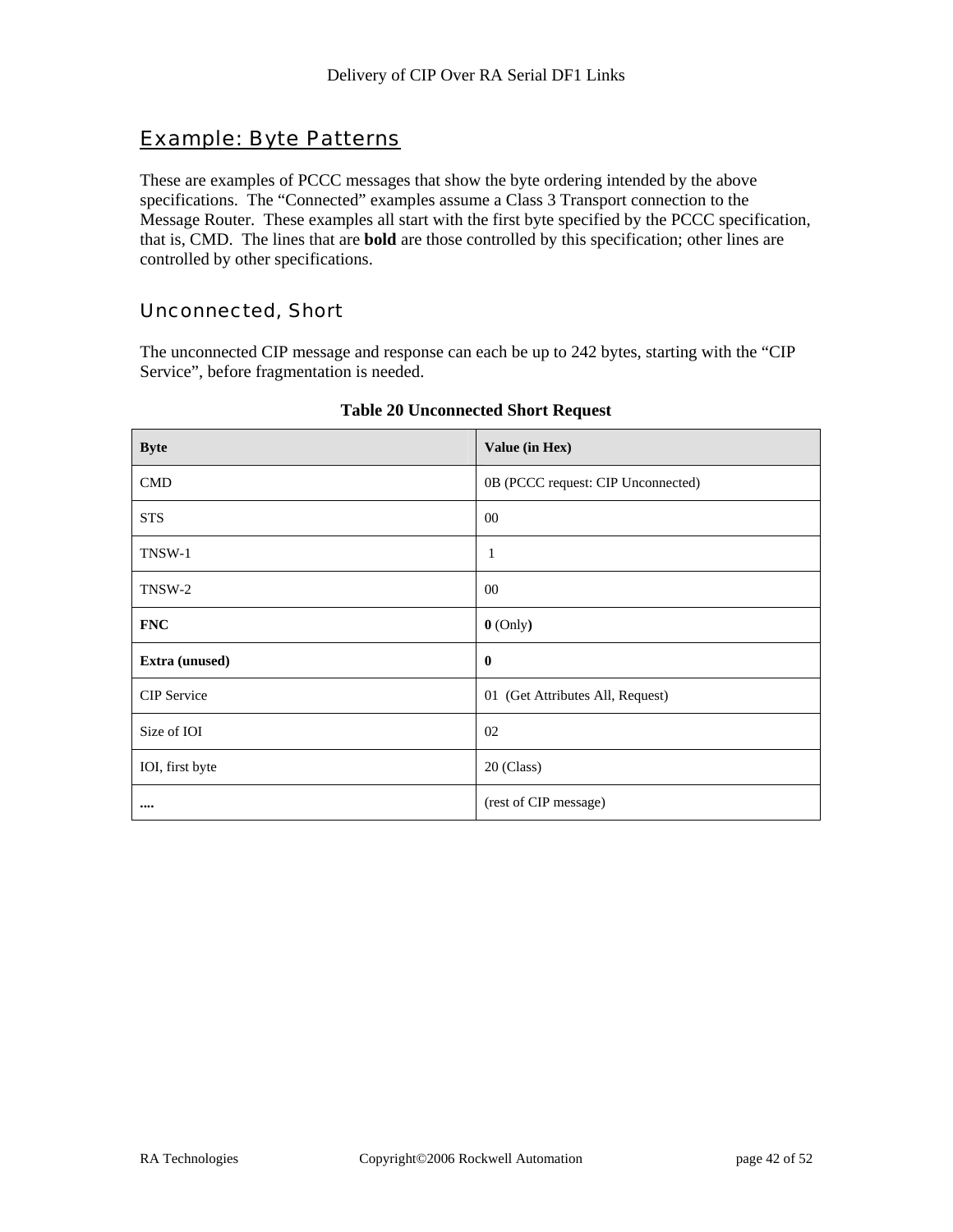## Example: Byte Patterns

These are examples of PCCC messages that show the byte ordering intended by the above specifications. The "Connected" examples assume a Class 3 Transport connection to the Message Router. These examples all start with the first byte specified by the PCCC specification, that is, CMD. The lines that are **bold** are those controlled by this specification; other lines are controlled by other specifications.

### Unconnected, Short

The unconnected CIP message and response can each be up to 242 bytes, starting with the "CIP Service", before fragmentation is needed.

**Table 20 Unconnected Short Request**

| Byte | Value (in Hex) |
|---|---|
| CMD | 0B (PCCC request: CIP Unconnected) |
| STS | 00 |
| TNSW-1 | 1 |
| TNSW-2 | 00 |
| **FNC** | **0** (Only**)** |
| **Extra (unused)** | **0** |
| CIP Service | 01 (Get Attributes All, Request) |
| Size of IOI | 02 |
| IOI, first byte | 20 (Class) |
| **....** | (rest of CIP message) |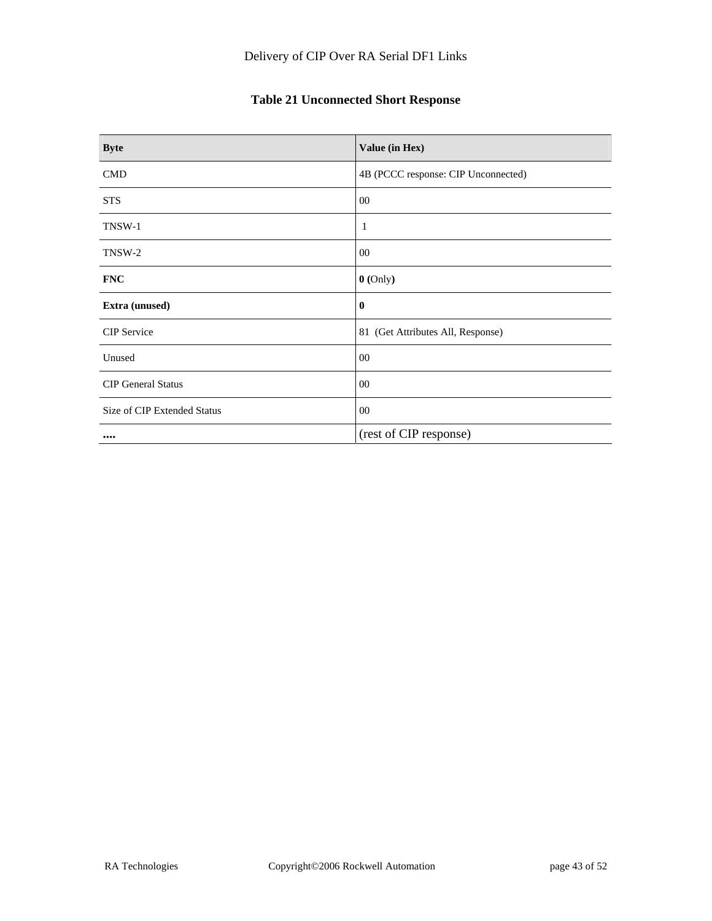**Table 21 Unconnected Short Response**

| **Byte** | **Value (in Hex)** |
|---|---|
| CMD | 4B (PCCC response: CIP Unconnected) |
| STS | 00 |
| TNSW-1 | 1 |
| TNSW-2 | 00 |
| **FNC** | **0 (**Only**)** |
| **Extra (unused)** | **0** |
| CIP Service | 81 (Get Attributes All, Response) |
| Unused | 00 |
| CIP General Status | 00 |
| Size of CIP Extended Status | 00 |
| **....** | (rest of CIP response) |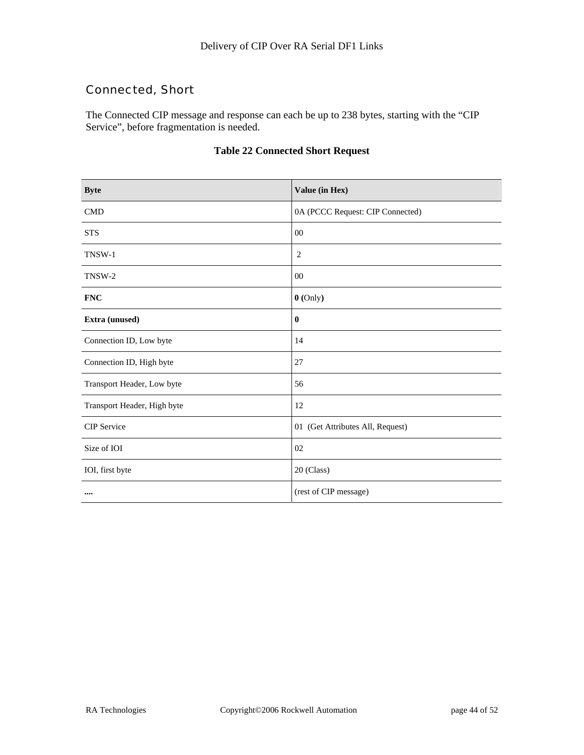## Connected, Short

The Connected CIP message and response can each be up to 238 bytes, starting with the "CIP Service", before fragmentation is needed.

**Table 22 Connected Short Request**

| **Byte** | **Value (in Hex)** |
|---|---|
| CMD | 0A (PCCC Request: CIP Connected) |
| STS | 00 |
| TNSW-1 | 2 |
| TNSW-2 | 00 |
| **FNC** | **0 (**Only**)** |
| **Extra (unused)** | **0** |
| Connection ID, Low byte | 14 |
| Connection ID, High byte | 27 |
| Transport Header, Low byte | 56 |
| Transport Header, High byte | 12 |
| CIP Service | 01 (Get Attributes All, Request) |
| Size of IOI | 02 |
| IOI, first byte | 20 (Class) |
| **....** | (rest of CIP message) |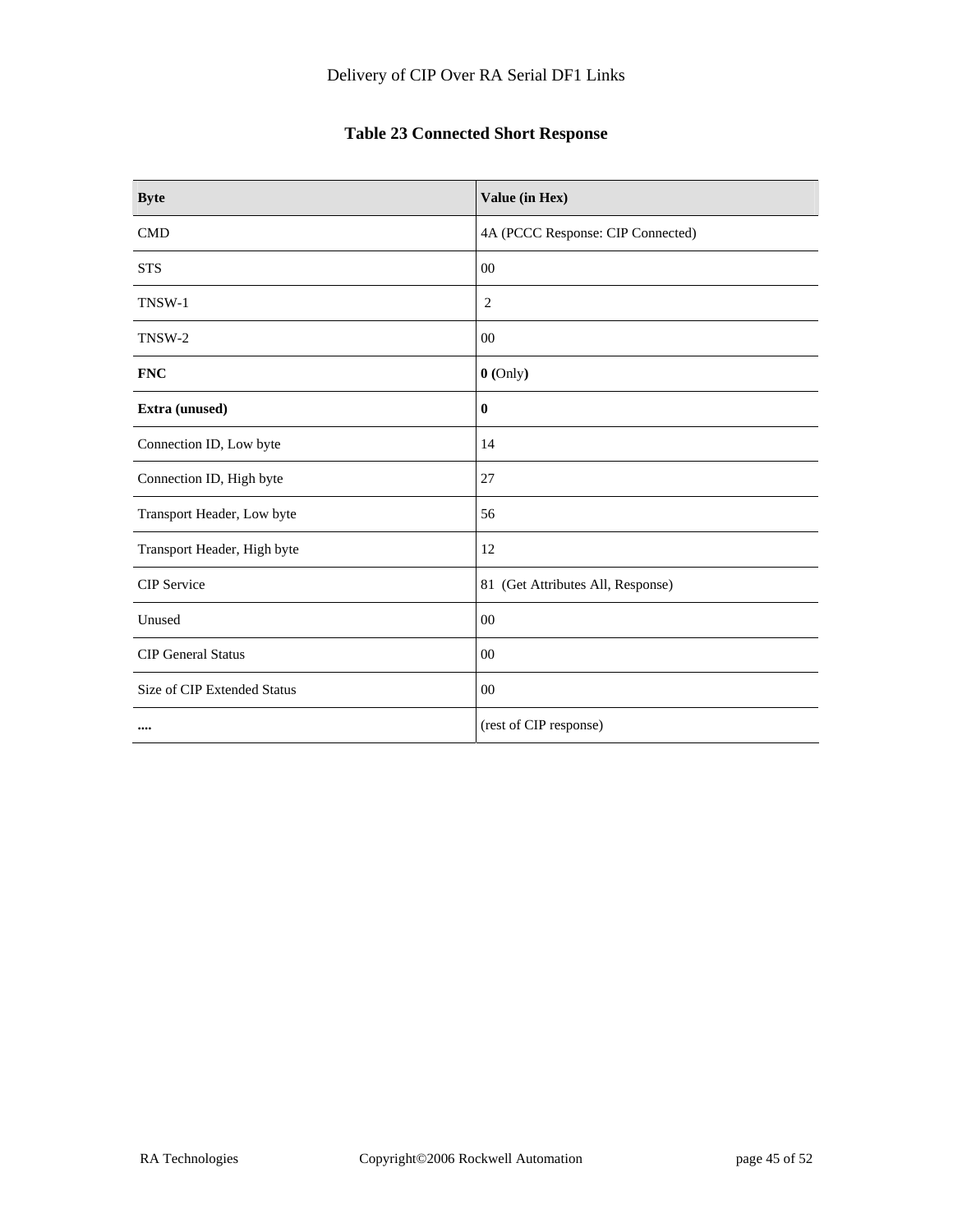**Table 23 Connected Short Response**

| **Byte** | **Value (in Hex)** |
|---|---|
| CMD | 4A (PCCC Response: CIP Connected) |
| STS | 00 |
| TNSW-1 | 2 |
| TNSW-2 | 00 |
| **FNC** | **0 (**Only**)** |
| **Extra (unused)** | **0** |
| Connection ID, Low byte | 14 |
| Connection ID, High byte | 27 |
| Transport Header, Low byte | 56 |
| Transport Header, High byte | 12 |
| CIP Service | 81 (Get Attributes All, Response) |
| Unused | 00 |
| CIP General Status | 00 |
| Size of CIP Extended Status | 00 |
| **....** | (rest of CIP response) |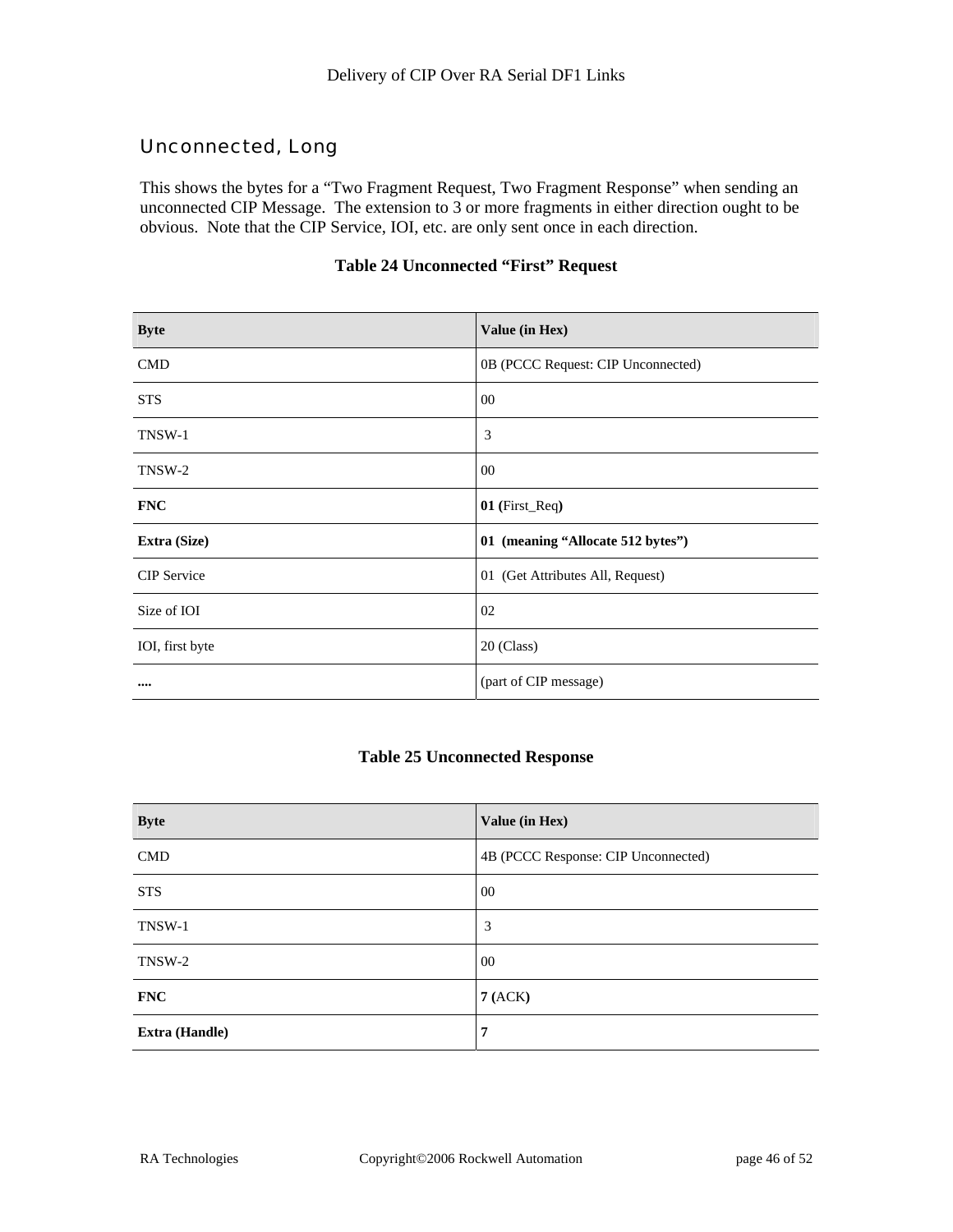## Unconnected, Long

This shows the bytes for a “Two Fragment Request, Two Fragment Response” when sending an unconnected CIP Message. The extension to 3 or more fragments in either direction ought to be obvious. Note that the CIP Service, IOI, etc. are only sent once in each direction.

**Table 24 Unconnected “First” Request**

| Byte | Value (in Hex) |
|---|---|
| CMD | 0B (PCCC Request: CIP Unconnected) |
| STS | 00 |
| TNSW-1 | 3 |
| TNSW-2 | 00 |
| **FNC** | **01 (**First_Req**)** |
| **Extra (Size)** | **01 (meaning “Allocate 512 bytes”)** |
| CIP Service | 01 (Get Attributes All, Request) |
| Size of IOI | 02 |
| IOI, first byte | 20 (Class) |
| **....** | (part of CIP message) |

**Table 25 Unconnected Response**

| Byte | Value (in Hex) |
|---|---|
| CMD | 4B (PCCC Response: CIP Unconnected) |
| STS | 00 |
| TNSW-1 | 3 |
| TNSW-2 | 00 |
| **FNC** | **7 (**ACK**)** |
| **Extra (Handle)** | **7** |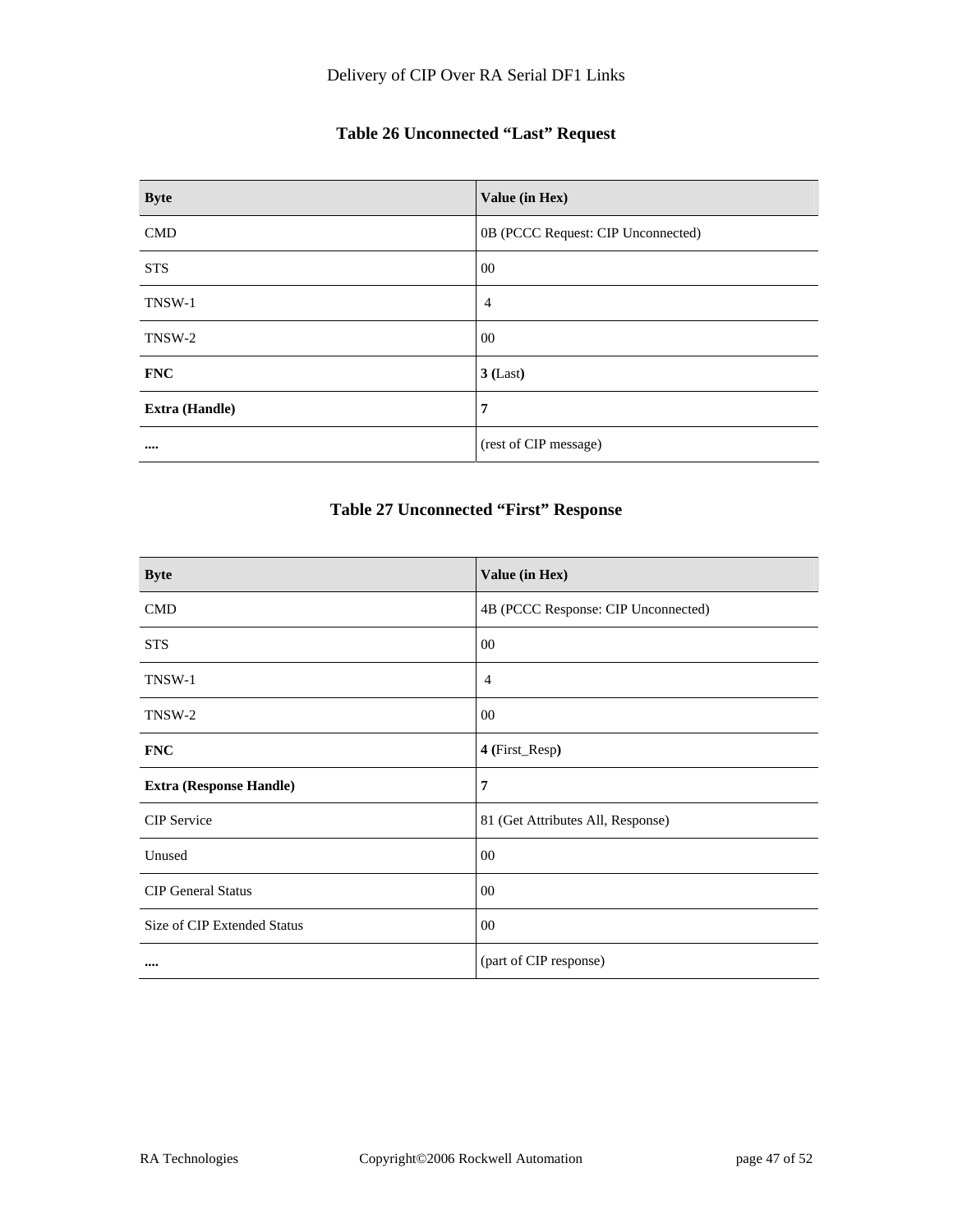**Table 26 Unconnected "Last" Request**

| **Byte** | **Value (in Hex)** |
|---|---|
| CMD | 0B (PCCC Request: CIP Unconnected) |
| STS | 00 |
| TNSW-1 | 4 |
| TNSW-2 | 00 |
| **FNC** | **3 (**Last**)** |
| **Extra (Handle)** | **7** |
| **....** | (rest of CIP message) |

**Table 27 Unconnected "First" Response**

| **Byte** | **Value (in Hex)** |
|---|---|
| CMD | 4B (PCCC Response: CIP Unconnected) |
| STS | 00 |
| TNSW-1 | 4 |
| TNSW-2 | 00 |
| **FNC** | **4 (**First_Resp**)** |
| **Extra (Response Handle)** | **7** |
| CIP Service | 81 (Get Attributes All, Response) |
| Unused | 00 |
| CIP General Status | 00 |
| Size of CIP Extended Status | 00 |
| **....** | (part of CIP response) |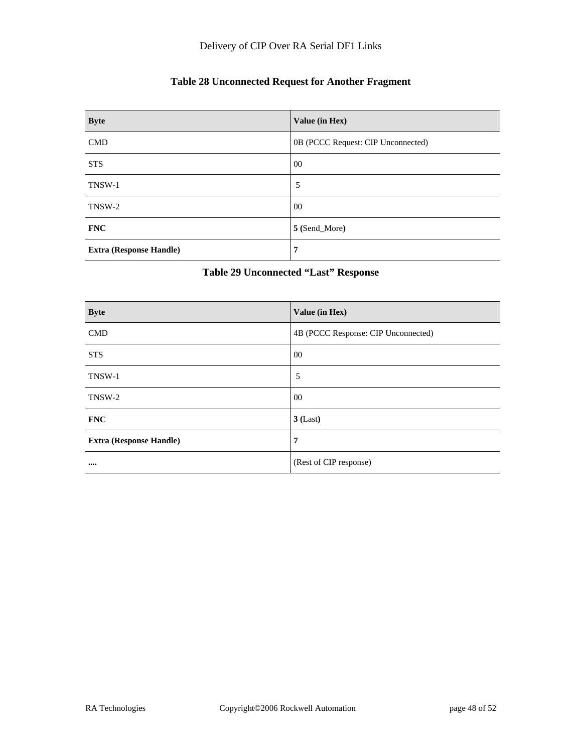### Table 28 Unconnected Request for Another Fragment

| **Byte** | **Value (in Hex)** |
|---|---|
| CMD | 0B (PCCC Request: CIP Unconnected) |
| STS | 00 |
| TNSW-1 | 5 |
| TNSW-2 | 00 |
| **FNC** | **5 (**Send_More**)** |
| **Extra (Response Handle)** | **7** |

### Table 29 Unconnected "Last" Response

| **Byte** | **Value (in Hex)** |
|---|---|
| CMD | 4B (PCCC Response: CIP Unconnected) |
| STS | 00 |
| TNSW-1 | 5 |
| TNSW-2 | 00 |
| **FNC** | **3 (**Last**)** |
| **Extra (Response Handle)** | **7** |
| **....** | (Rest of CIP response) |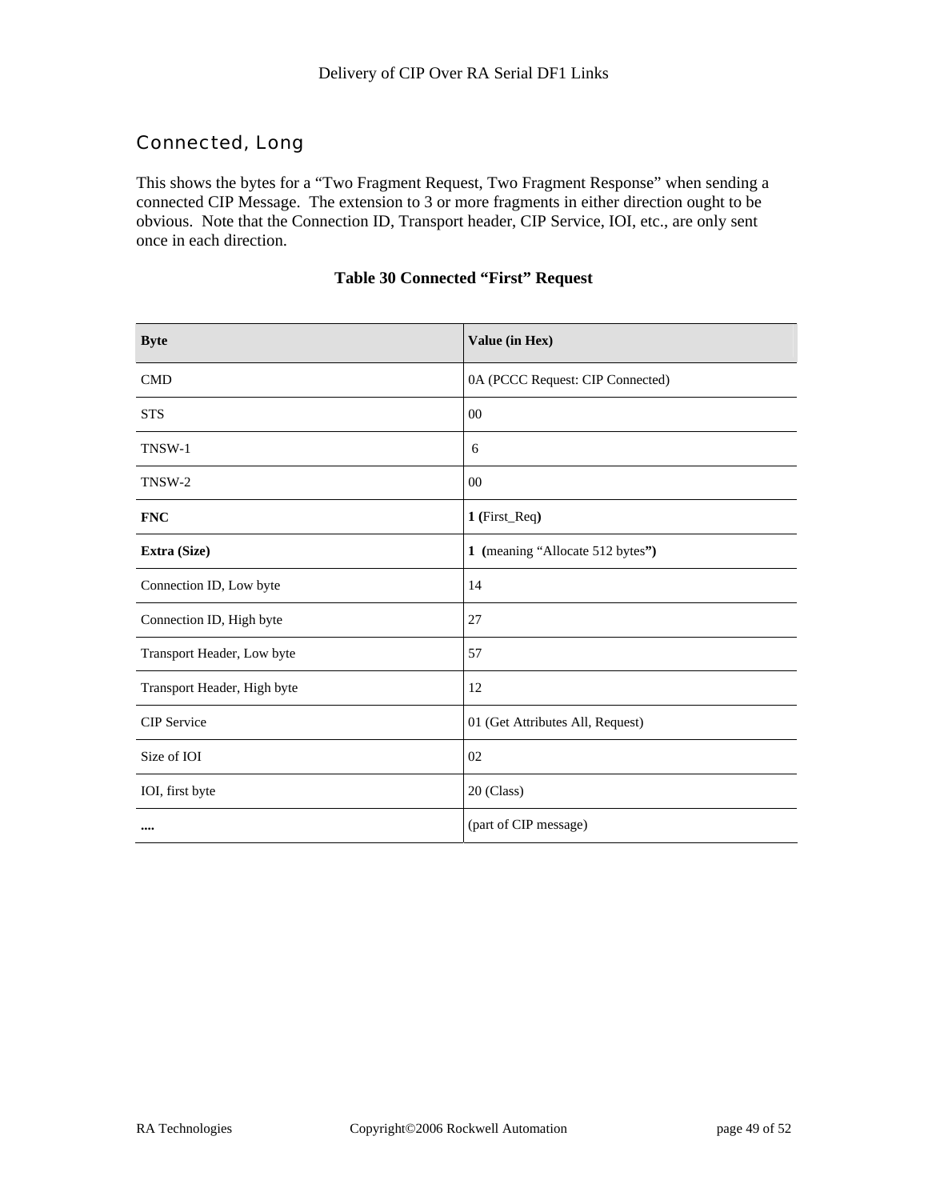## Connected, Long

This shows the bytes for a "Two Fragment Request, Two Fragment Response" when sending a connected CIP Message. The extension to 3 or more fragments in either direction ought to be obvious. Note that the Connection ID, Transport header, CIP Service, IOI, etc., are only sent once in each direction.

**Table 30 Connected "First" Request**

| Byte | Value (in Hex) |
|---|---|
| CMD | 0A (PCCC Request: CIP Connected) |
| STS | 00 |
| TNSW-1 | 6 |
| TNSW-2 | 00 |
| **FNC** | **1 (**First_Req**)** |
| **Extra (Size)** | **1 (**meaning "Allocate 512 bytes**")** |
| Connection ID, Low byte | 14 |
| Connection ID, High byte | 27 |
| Transport Header, Low byte | 57 |
| Transport Header, High byte | 12 |
| CIP Service | 01 (Get Attributes All, Request) |
| Size of IOI | 02 |
| IOI, first byte | 20 (Class) |
| **....** | (part of CIP message) |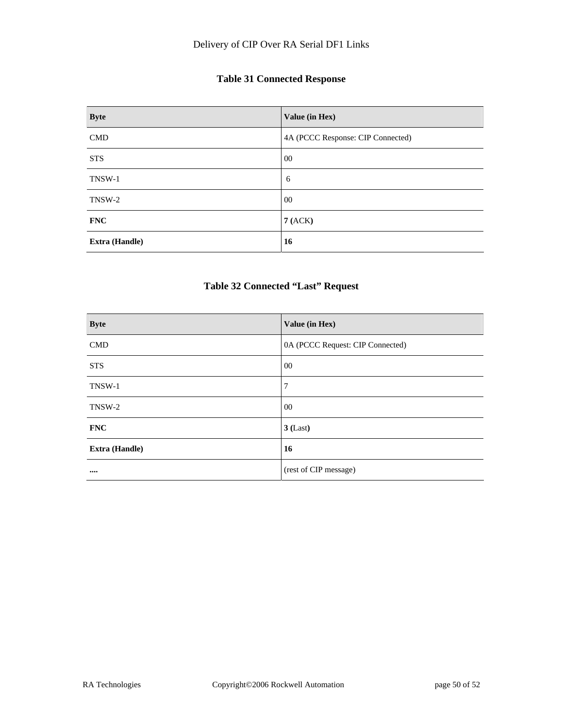**Table 31 Connected Response**

| **Byte** | **Value (in Hex)** |
|---|---|
| CMD | 4A (PCCC Response: CIP Connected) |
| STS | 00 |
| TNSW-1 | 6 |
| TNSW-2 | 00 |
| **FNC** | **7 (**ACK**)** |
| **Extra (Handle)** | **16** |

**Table 32 Connected "Last" Request**

| **Byte** | **Value (in Hex)** |
|---|---|
| CMD | 0A (PCCC Request: CIP Connected) |
| STS | 00 |
| TNSW-1 | 7 |
| TNSW-2 | 00 |
| **FNC** | **3 (**Last**)** |
| **Extra (Handle)** | **16** |
| **....** | (rest of CIP message) |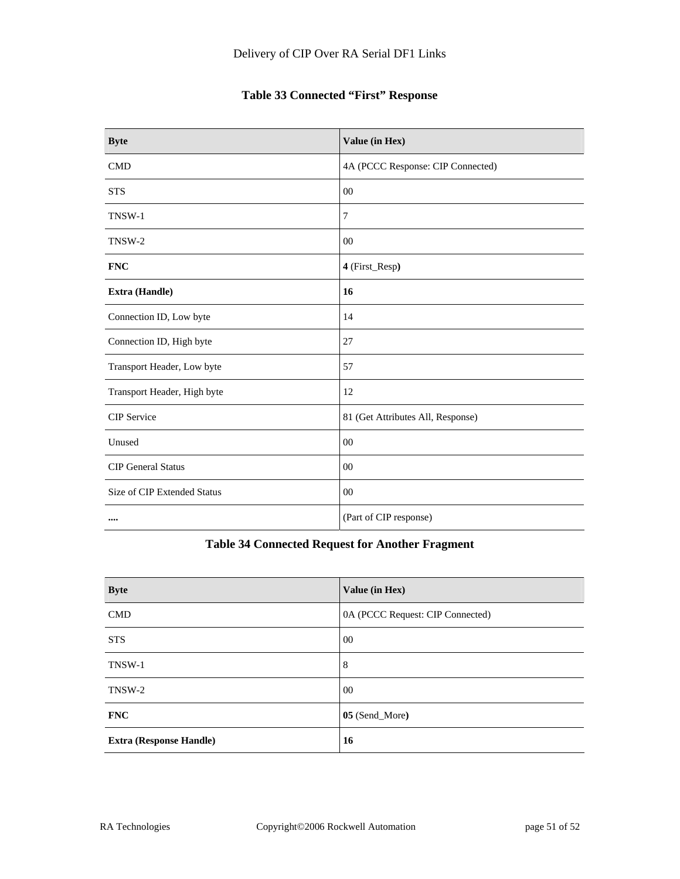**Table 33 Connected "First" Response**

| **Byte** | **Value (in Hex)** |
| --- | --- |
| CMD | 4A (PCCC Response: CIP Connected) |
| STS | 00 |
| TNSW-1 | 7 |
| TNSW-2 | 00 |
| **FNC** | **4** (First_Resp**)** |
| **Extra (Handle)** | **16** |
| Connection ID, Low byte | 14 |
| Connection ID, High byte | 27 |
| Transport Header, Low byte | 57 |
| Transport Header, High byte | 12 |
| CIP Service | 81 (Get Attributes All, Response) |
| Unused | 00 |
| CIP General Status | 00 |
| Size of CIP Extended Status | 00 |
| **....** | (Part of CIP response) |

**Table 34 Connected Request for Another Fragment**

| **Byte** | **Value (in Hex)** |
| --- | --- |
| CMD | 0A (PCCC Request: CIP Connected) |
| STS | 00 |
| TNSW-1 | 8 |
| TNSW-2 | 00 |
| **FNC** | **05** (Send_More**)** |
| **Extra (Response Handle)** | **16** |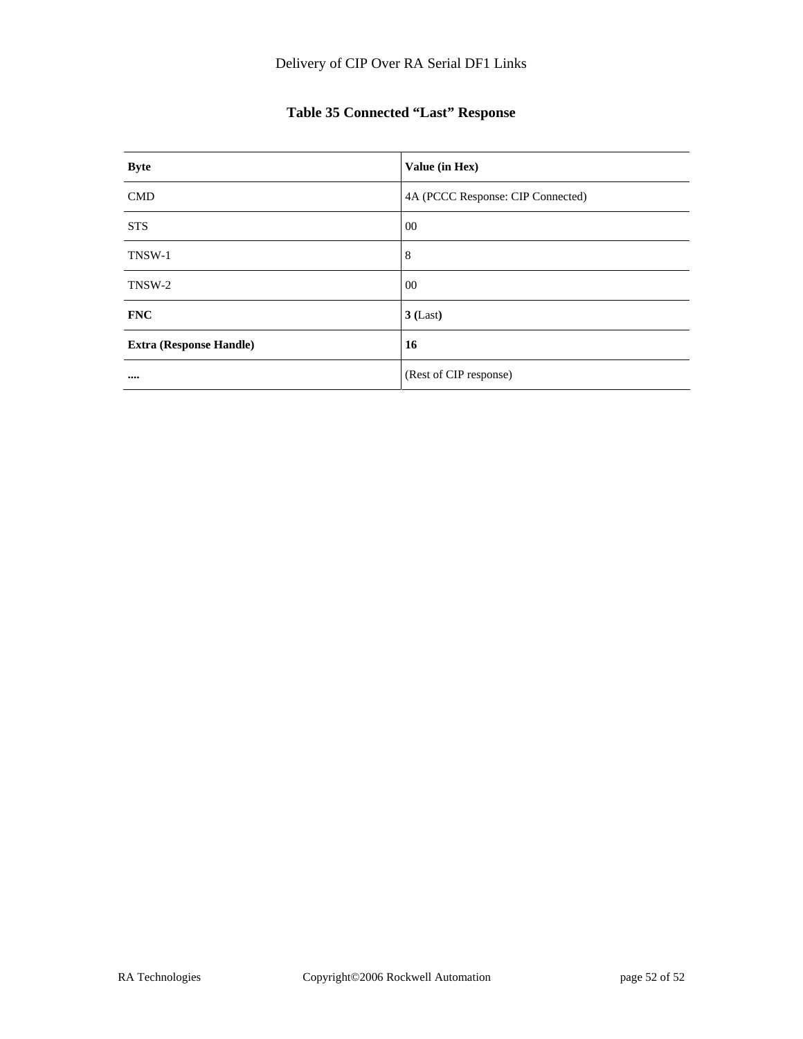**Table 35 Connected "Last" Response**

| Byte | Value (in Hex) |
|---|---|
| CMD | 4A (PCCC Response: CIP Connected) |
| STS | 00 |
| TNSW-1 | 8 |
| TNSW-2 | 00 |
| **FNC** | **3 (**Last**)** |
| **Extra (Response Handle)** | **16** |
| **....** | (Rest of CIP response) |